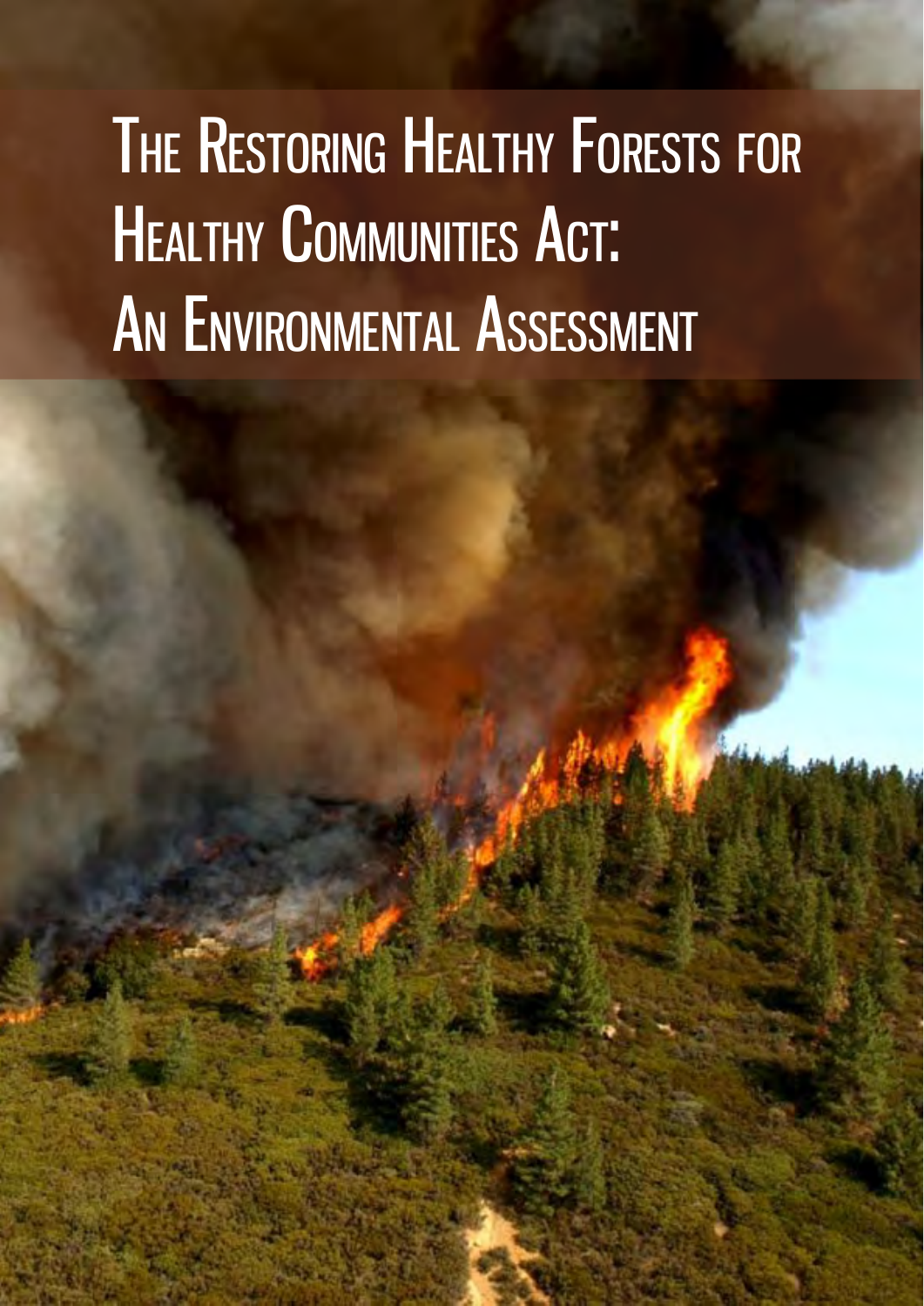# The Restoring Healthy Forests for Healthy Communities Act: An Environmental Assessment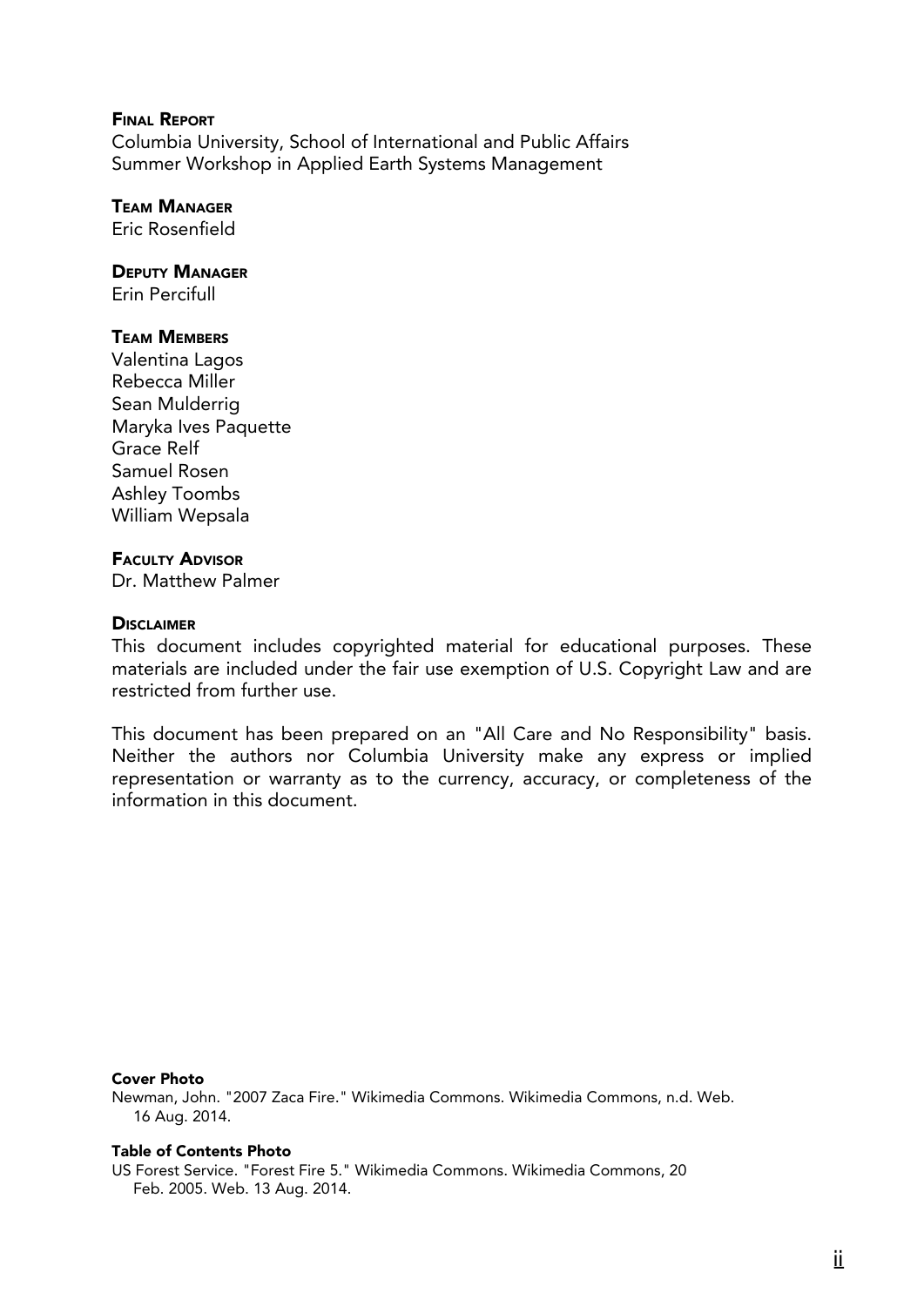**Final Report**

Columbia University, School of International and Public Affairs
Summer Workshop in Applied Earth Systems Management

**Team Manager**

Eric Rosenfield

**Deputy Manager**

Erin Percifull

**Team Members**

Valentina Lagos
Rebecca Miller
Sean Mulderrig
Maryka Ives Paquette
Grace Relf
Samuel Rosen
Ashley Toombs
William Wepsala

**Faculty Advisor**

Dr. Matthew Palmer

**Disclaimer**

This document includes copyrighted material for educational purposes. These materials are included under the fair use exemption of U.S. Copyright Law and are restricted from further use.

This document has been prepared on an "All Care and No Responsibility" basis. Neither the authors nor Columbia University make any express or implied representation or warranty as to the currency, accuracy, or completeness of the information in this document.

**Cover Photo**

Newman, John. "2007 Zaca Fire." Wikimedia Commons. Wikimedia Commons, n.d. Web. 16 Aug. 2014.

**Table of Contents Photo**

US Forest Service. "Forest Fire 5." Wikimedia Commons. Wikimedia Commons, 20 Feb. 2005. Web. 13 Aug. 2014.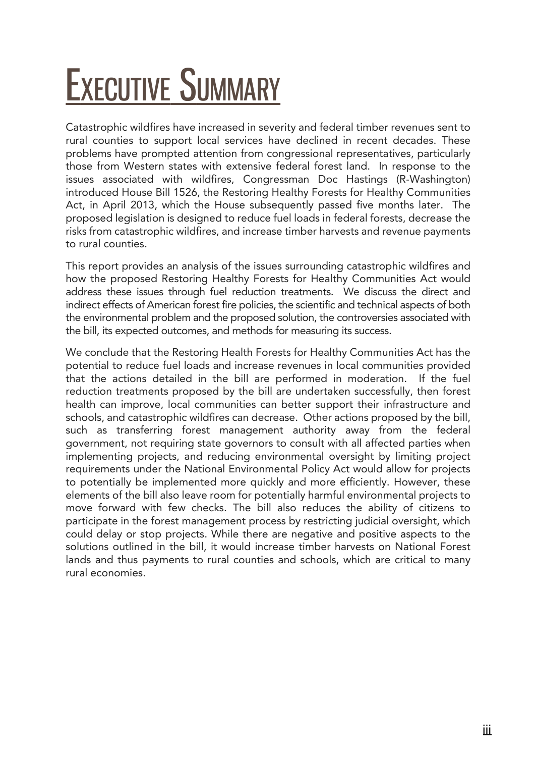# Executive Summary

Catastrophic wildfires have increased in severity and federal timber revenues sent to rural counties to support local services have declined in recent decades. These problems have prompted attention from congressional representatives, particularly those from Western states with extensive federal forest land. In response to the issues associated with wildfires, Congressman Doc Hastings (R-Washington) introduced House Bill 1526, the Restoring Healthy Forests for Healthy Communities Act, in April 2013, which the House subsequently passed five months later. The proposed legislation is designed to reduce fuel loads in federal forests, decrease the risks from catastrophic wildfires, and increase timber harvests and revenue payments to rural counties.

This report provides an analysis of the issues surrounding catastrophic wildfires and how the proposed Restoring Healthy Forests for Healthy Communities Act would address these issues through fuel reduction treatments. We discuss the direct and indirect effects of American forest fire policies, the scientific and technical aspects of both the environmental problem and the proposed solution, the controversies associated with the bill, its expected outcomes, and methods for measuring its success.

We conclude that the Restoring Health Forests for Healthy Communities Act has the potential to reduce fuel loads and increase revenues in local communities provided that the actions detailed in the bill are performed in moderation. If the fuel reduction treatments proposed by the bill are undertaken successfully, then forest health can improve, local communities can better support their infrastructure and schools, and catastrophic wildfires can decrease. Other actions proposed by the bill, such as transferring forest management authority away from the federal government, not requiring state governors to consult with all affected parties when implementing projects, and reducing environmental oversight by limiting project requirements under the National Environmental Policy Act would allow for projects to potentially be implemented more quickly and more efficiently. However, these elements of the bill also leave room for potentially harmful environmental projects to move forward with few checks. The bill also reduces the ability of citizens to participate in the forest management process by restricting judicial oversight, which could delay or stop projects. While there are negative and positive aspects to the solutions outlined in the bill, it would increase timber harvests on National Forest lands and thus payments to rural counties and schools, which are critical to many rural economies.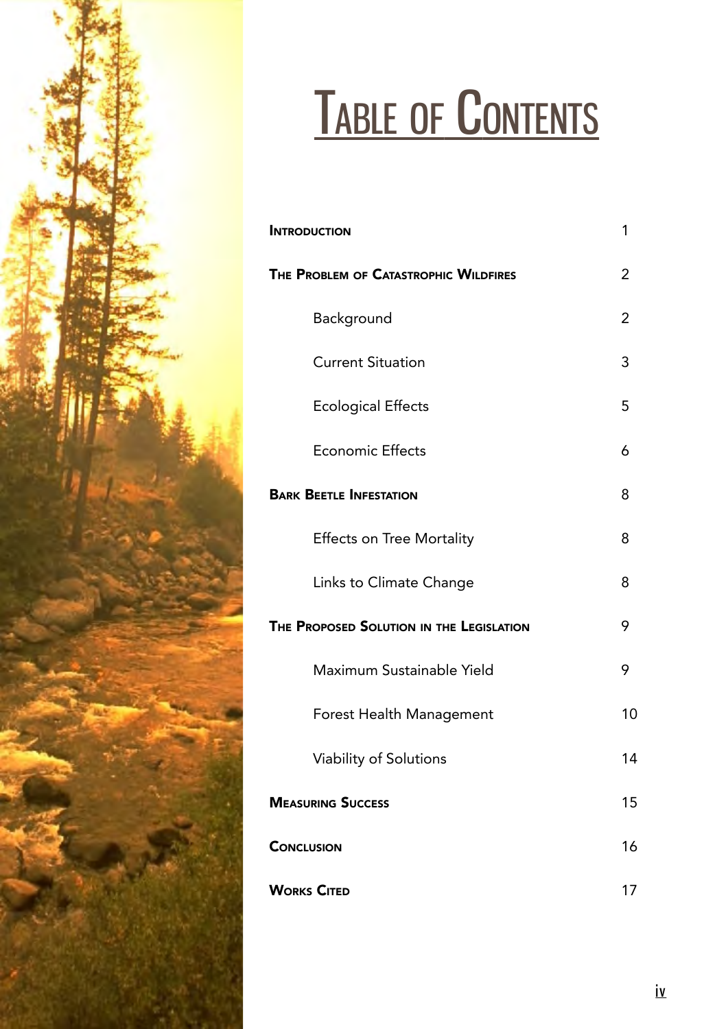# Table of Contents

| | |
|---|---|
| **Introduction** | 1 |
| **The Problem of Catastrophic Wildfires** | 2 |
| Background | 2 |
| Current Situation | 3 |
| Ecological Effects | 5 |
| Economic Effects | 6 |
| **Bark Beetle Infestation** | 8 |
| Effects on Tree Mortality | 8 |
| Links to Climate Change | 8 |
| **The Proposed Solution in the Legislation** | 9 |
| Maximum Sustainable Yield | 9 |
| Forest Health Management | 10 |
| Viability of Solutions | 14 |
| **Measuring Success** | 15 |
| **Conclusion** | 16 |
| **Works Cited** | 17 |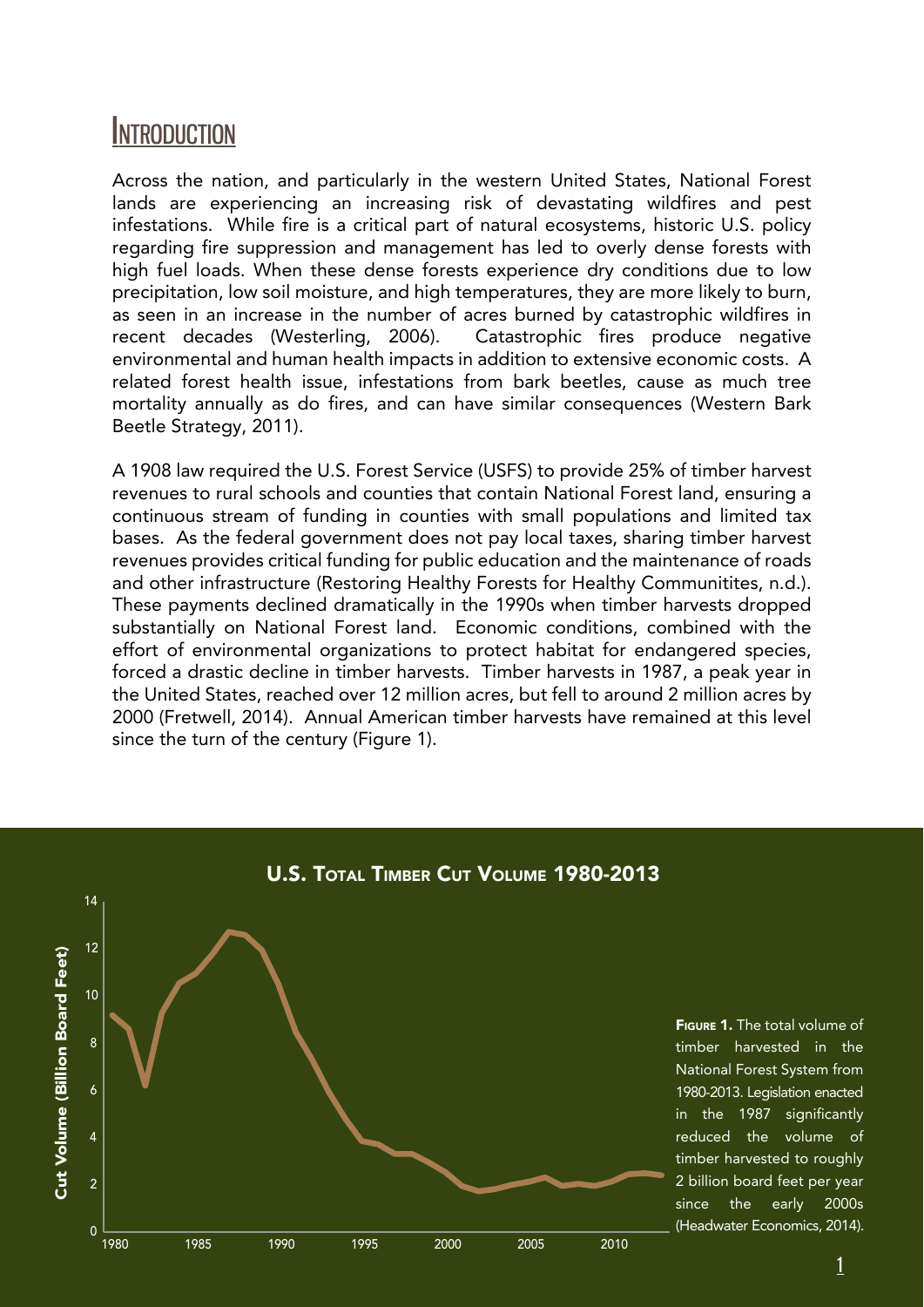# Introduction

Across the nation, and particularly in the western United States, National Forest lands are experiencing an increasing risk of devastating wildfires and pest infestations. While fire is a critical part of natural ecosystems, historic U.S. policy regarding fire suppression and management has led to overly dense forests with high fuel loads. When these dense forests experience dry conditions due to low precipitation, low soil moisture, and high temperatures, they are more likely to burn, as seen in an increase in the number of acres burned by catastrophic wildfires in recent decades (Westerling, 2006). Catastrophic fires produce negative environmental and human health impacts in addition to extensive economic costs. A related forest health issue, infestations from bark beetles, cause as much tree mortality annually as do fires, and can have similar consequences (Western Bark Beetle Strategy, 2011).

A 1908 law required the U.S. Forest Service (USFS) to provide 25% of timber harvest revenues to rural schools and counties that contain National Forest land, ensuring a continuous stream of funding in counties with small populations and limited tax bases. As the federal government does not pay local taxes, sharing timber harvest revenues provides critical funding for public education and the maintenance of roads and other infrastructure (Restoring Healthy Forests for Healthy Communitites, n.d.). These payments declined dramatically in the 1990s when timber harvests dropped substantially on National Forest land. Economic conditions, combined with the effort of environmental organizations to protect habitat for endangered species, forced a drastic decline in timber harvests. Timber harvests in 1987, a peak year in the United States, reached over 12 million acres, but fell to around 2 million acres by 2000 (Fretwell, 2014). Annual American timber harvests have remained at this level since the turn of the century (Figure 1).

**U.S. Total Timber Cut Volume 1980-2013**

**Figure 1.** The total volume of timber harvested in the National Forest System from 1980-2013. Legislation enacted in the 1987 significantly reduced the volume of timber harvested to roughly 2 billion board feet per year since the early 2000s (Headwater Economics, 2014).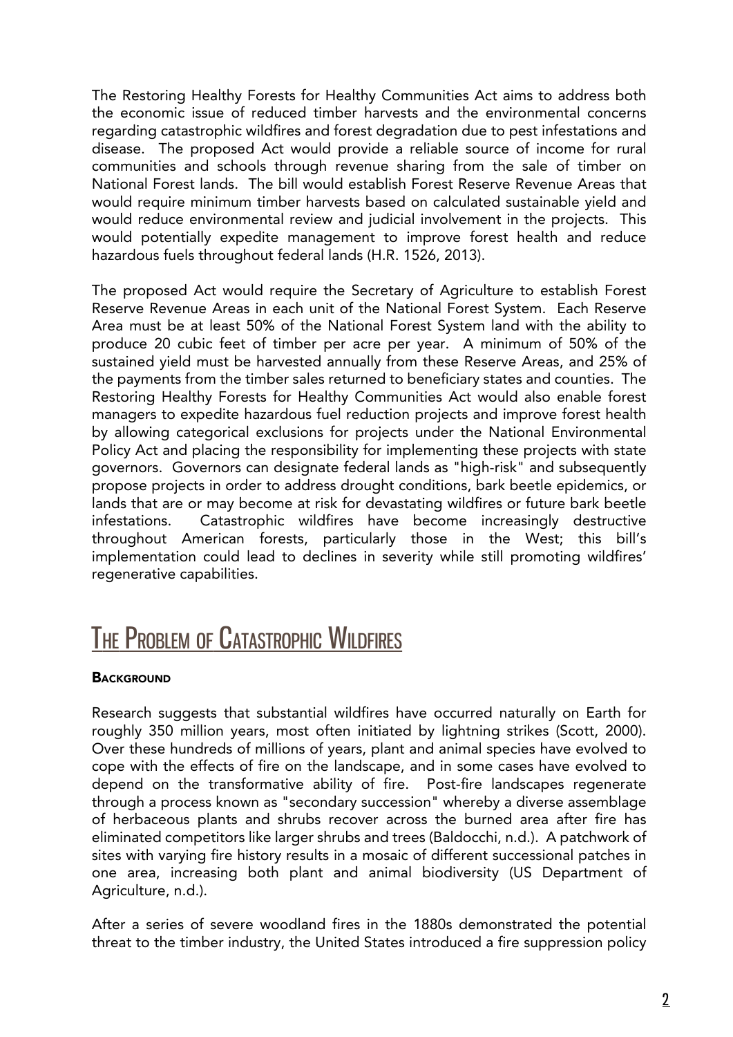The Restoring Healthy Forests for Healthy Communities Act aims to address both the economic issue of reduced timber harvests and the environmental concerns regarding catastrophic wildfires and forest degradation due to pest infestations and disease. The proposed Act would provide a reliable source of income for rural communities and schools through revenue sharing from the sale of timber on National Forest lands. The bill would establish Forest Reserve Revenue Areas that would require minimum timber harvests based on calculated sustainable yield and would reduce environmental review and judicial involvement in the projects. This would potentially expedite management to improve forest health and reduce hazardous fuels throughout federal lands (H.R. 1526, 2013).

The proposed Act would require the Secretary of Agriculture to establish Forest Reserve Revenue Areas in each unit of the National Forest System. Each Reserve Area must be at least 50% of the National Forest System land with the ability to produce 20 cubic feet of timber per acre per year. A minimum of 50% of the sustained yield must be harvested annually from these Reserve Areas, and 25% of the payments from the timber sales returned to beneficiary states and counties. The Restoring Healthy Forests for Healthy Communities Act would also enable forest managers to expedite hazardous fuel reduction projects and improve forest health by allowing categorical exclusions for projects under the National Environmental Policy Act and placing the responsibility for implementing these projects with state governors. Governors can designate federal lands as "high-risk" and subsequently propose projects in order to address drought conditions, bark beetle epidemics, or lands that are or may become at risk for devastating wildfires or future bark beetle infestations. Catastrophic wildfires have become increasingly destructive throughout American forests, particularly those in the West; this bill's implementation could lead to declines in severity while still promoting wildfires' regenerative capabilities.

## The Problem of Catastrophic Wildfires

### Background

Research suggests that substantial wildfires have occurred naturally on Earth for roughly 350 million years, most often initiated by lightning strikes (Scott, 2000). Over these hundreds of millions of years, plant and animal species have evolved to cope with the effects of fire on the landscape, and in some cases have evolved to depend on the transformative ability of fire. Post-fire landscapes regenerate through a process known as "secondary succession" whereby a diverse assemblage of herbaceous plants and shrubs recover across the burned area after fire has eliminated competitors like larger shrubs and trees (Baldocchi, n.d.). A patchwork of sites with varying fire history results in a mosaic of different successional patches in one area, increasing both plant and animal biodiversity (US Department of Agriculture, n.d.).

After a series of severe woodland fires in the 1880s demonstrated the potential threat to the timber industry, the United States introduced a fire suppression policy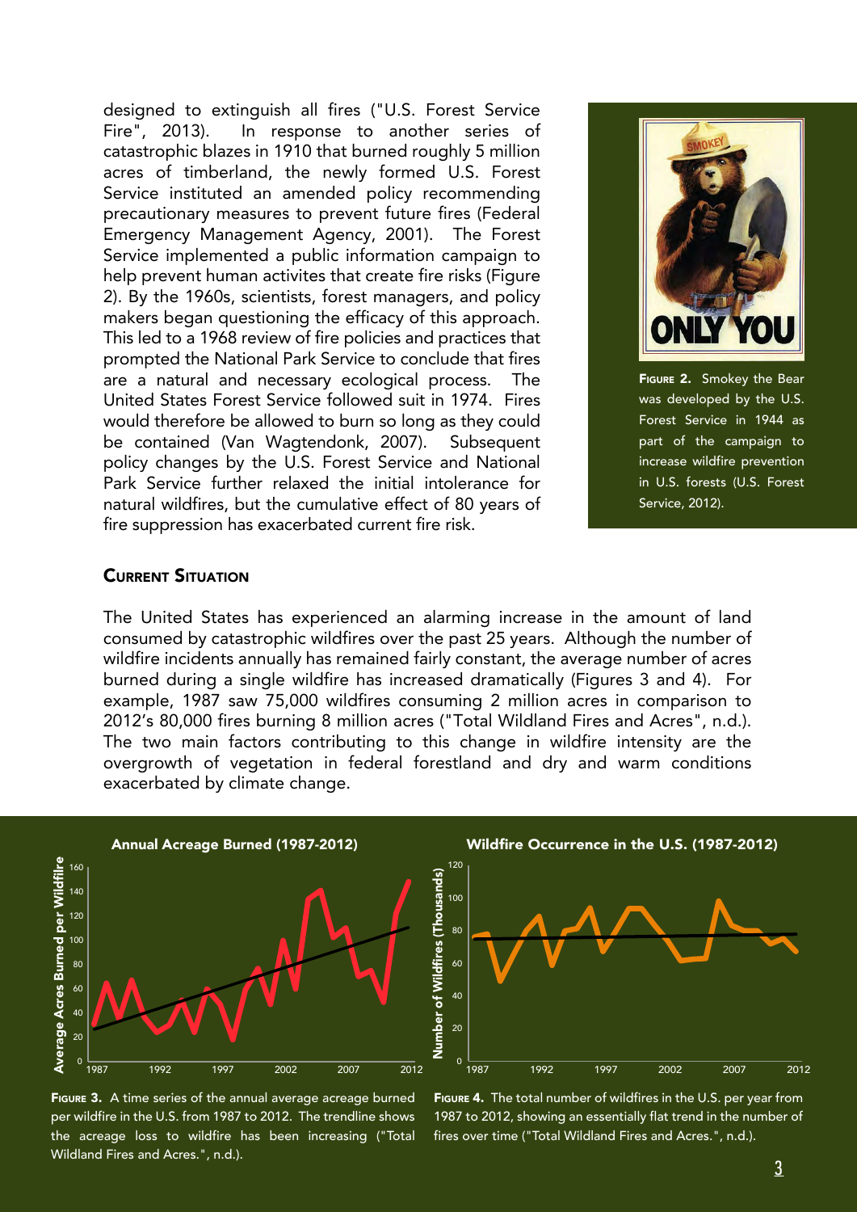designed to extinguish all fires ("U.S. Forest Service Fire", 2013). In response to another series of catastrophic blazes in 1910 that burned roughly 5 million acres of timberland, the newly formed U.S. Forest Service instituted an amended policy recommending precautionary measures to prevent future fires (Federal Emergency Management Agency, 2001). The Forest Service implemented a public information campaign to help prevent human activites that create fire risks (Figure 2). By the 1960s, scientists, forest managers, and policy makers began questioning the efficacy of this approach. This led to a 1968 review of fire policies and practices that prompted the National Park Service to conclude that fires are a natural and necessary ecological process. The United States Forest Service followed suit in 1974. Fires would therefore be allowed to burn so long as they could be contained (Van Wagtendonk, 2007). Subsequent policy changes by the U.S. Forest Service and National Park Service further relaxed the initial intolerance for natural wildfires, but the cumulative effect of 80 years of fire suppression has exacerbated current fire risk.

**Figure 2.** Smokey the Bear was developed by the U.S. Forest Service in 1944 as part of the campaign to increase wildfire prevention in U.S. forests (U.S. Forest Service, 2012).

## Current Situation

The United States has experienced an alarming increase in the amount of land consumed by catastrophic wildfires over the past 25 years. Although the number of wildfire incidents annually has remained fairly constant, the average number of acres burned during a single wildfire has increased dramatically (Figures 3 and 4). For example, 1987 saw 75,000 wildfires consuming 2 million acres in comparison to 2012's 80,000 fires burning 8 million acres ("Total Wildland Fires and Acres", n.d.). The two main factors contributing to this change in wildfire intensity are the overgrowth of vegetation in federal forestland and dry and warm conditions exacerbated by climate change.

**Figure 3.** A time series of the annual average acreage burned per wildfire in the U.S. from 1987 to 2012. The trendline shows the acreage loss to wildfire has been increasing ("Total Wildland Fires and Acres.", n.d.).

**Figure 4.** The total number of wildfires in the U.S. per year from 1987 to 2012, showing an essentially flat trend in the number of fires over time ("Total Wildland Fires and Acres.", n.d.).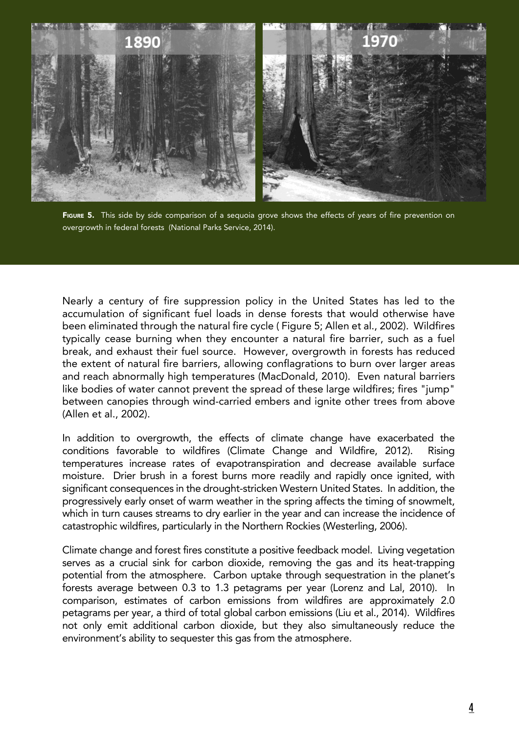**Figure 5.** This side by side comparison of a sequoia grove shows the effects of years of fire prevention on overgrowth in federal forests (National Parks Service, 2014).

Nearly a century of fire suppression policy in the United States has led to the accumulation of significant fuel loads in dense forests that would otherwise have been eliminated through the natural fire cycle ( Figure 5; Allen et al., 2002). Wildfires typically cease burning when they encounter a natural fire barrier, such as a fuel break, and exhaust their fuel source. However, overgrowth in forests has reduced the extent of natural fire barriers, allowing conflagrations to burn over larger areas and reach abnormally high temperatures (MacDonald, 2010). Even natural barriers like bodies of water cannot prevent the spread of these large wildfires; fires "jump" between canopies through wind-carried embers and ignite other trees from above (Allen et al., 2002).

In addition to overgrowth, the effects of climate change have exacerbated the conditions favorable to wildfires (Climate Change and Wildfire, 2012). Rising temperatures increase rates of evapotranspiration and decrease available surface moisture. Drier brush in a forest burns more readily and rapidly once ignited, with significant consequences in the drought-stricken Western United States. In addition, the progressively early onset of warm weather in the spring affects the timing of snowmelt, which in turn causes streams to dry earlier in the year and can increase the incidence of catastrophic wildfires, particularly in the Northern Rockies (Westerling, 2006).

Climate change and forest fires constitute a positive feedback model. Living vegetation serves as a crucial sink for carbon dioxide, removing the gas and its heat-trapping potential from the atmosphere. Carbon uptake through sequestration in the planet's forests average between 0.3 to 1.3 petagrams per year (Lorenz and Lal, 2010). In comparison, estimates of carbon emissions from wildfires are approximately 2.0 petagrams per year, a third of total global carbon emissions (Liu et al., 2014). Wildfires not only emit additional carbon dioxide, but they also simultaneously reduce the environment's ability to sequester this gas from the atmosphere.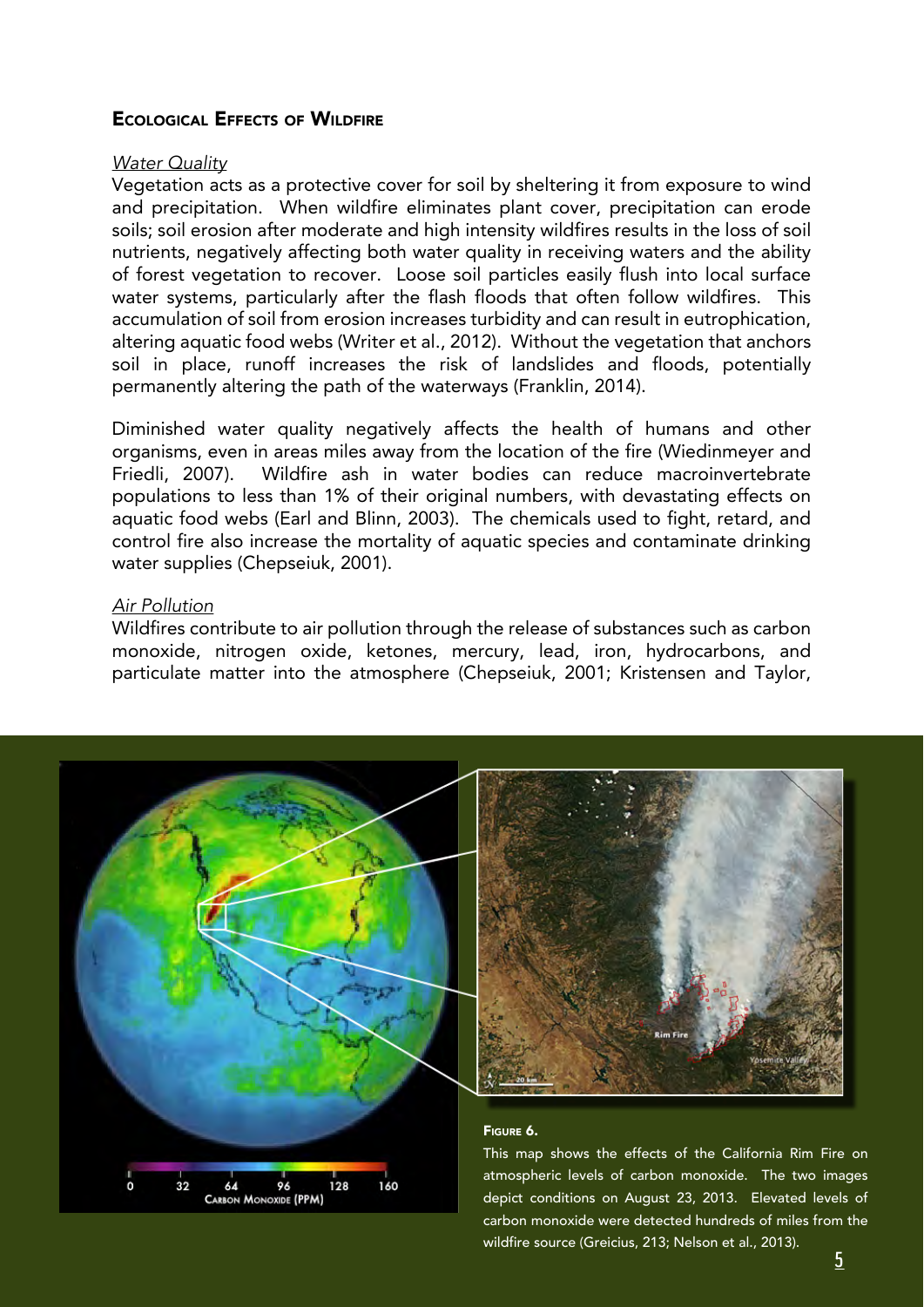## Ecological Effects of Wildfire

### *Water Quality*

Vegetation acts as a protective cover for soil by sheltering it from exposure to wind and precipitation. When wildfire eliminates plant cover, precipitation can erode soils; soil erosion after moderate and high intensity wildfires results in the loss of soil nutrients, negatively affecting both water quality in receiving waters and the ability of forest vegetation to recover. Loose soil particles easily flush into local surface water systems, particularly after the flash floods that often follow wildfires. This accumulation of soil from erosion increases turbidity and can result in eutrophication, altering aquatic food webs (Writer et al., 2012). Without the vegetation that anchors soil in place, runoff increases the risk of landslides and floods, potentially permanently altering the path of the waterways (Franklin, 2014).

Diminished water quality negatively affects the health of humans and other organisms, even in areas miles away from the location of the fire (Wiedinmeyer and Friedli, 2007). Wildfire ash in water bodies can reduce macroinvertebrate populations to less than 1% of their original numbers, with devastating effects on aquatic food webs (Earl and Blinn, 2003). The chemicals used to fight, retard, and control fire also increase the mortality of aquatic species and contaminate drinking water supplies (Chepseiuk, 2001).

### *Air Pollution*

Wildfires contribute to air pollution through the release of substances such as carbon monoxide, nitrogen oxide, ketones, mercury, lead, iron, hydrocarbons, and particulate matter into the atmosphere (Chepseiuk, 2001; Kristensen and Taylor,

**Figure 6.**

This map shows the effects of the California Rim Fire on atmospheric levels of carbon monoxide. The two images depict conditions on August 23, 2013. Elevated levels of carbon monoxide were detected hundreds of miles from the wildfire source (Greicius, 213; Nelson et al., 2013).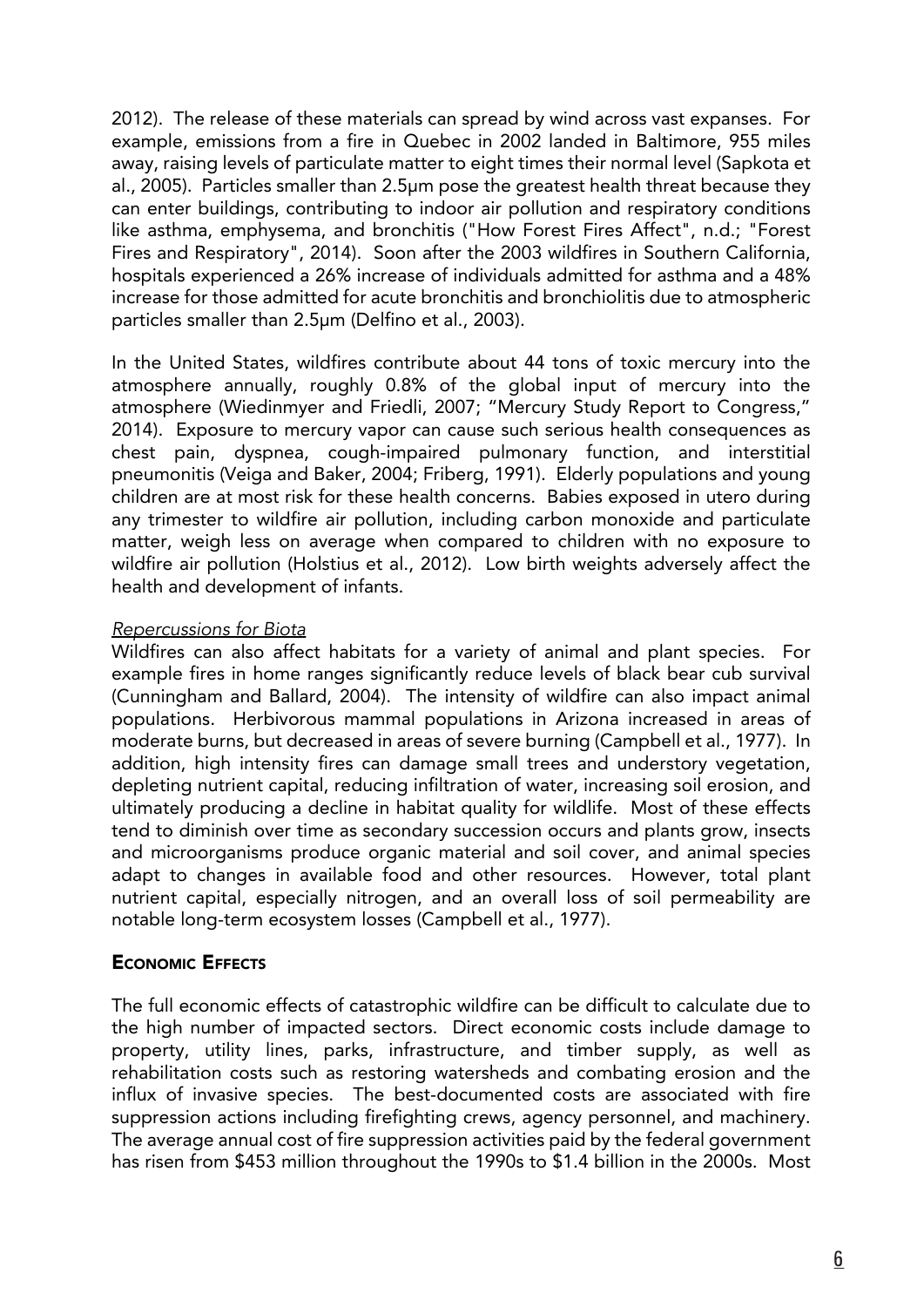2012). The release of these materials can spread by wind across vast expanses. For example, emissions from a fire in Quebec in 2002 landed in Baltimore, 955 miles away, raising levels of particulate matter to eight times their normal level (Sapkota et al., 2005). Particles smaller than 2.5μm pose the greatest health threat because they can enter buildings, contributing to indoor air pollution and respiratory conditions like asthma, emphysema, and bronchitis ("How Forest Fires Affect", n.d.; "Forest Fires and Respiratory", 2014). Soon after the 2003 wildfires in Southern California, hospitals experienced a 26% increase of individuals admitted for asthma and a 48% increase for those admitted for acute bronchitis and bronchiolitis due to atmospheric particles smaller than 2.5μm (Delfino et al., 2003).

In the United States, wildfires contribute about 44 tons of toxic mercury into the atmosphere annually, roughly 0.8% of the global input of mercury into the atmosphere (Wiedinmyer and Friedli, 2007; "Mercury Study Report to Congress," 2014). Exposure to mercury vapor can cause such serious health consequences as chest pain, dyspnea, cough-impaired pulmonary function, and interstitial pneumonitis (Veiga and Baker, 2004; Friberg, 1991). Elderly populations and young children are at most risk for these health concerns. Babies exposed in utero during any trimester to wildfire air pollution, including carbon monoxide and particulate matter, weigh less on average when compared to children with no exposure to wildfire air pollution (Holstius et al., 2012). Low birth weights adversely affect the health and development of infants.

*Repercussions for Biota*

Wildfires can also affect habitats for a variety of animal and plant species. For example fires in home ranges significantly reduce levels of black bear cub survival (Cunningham and Ballard, 2004). The intensity of wildfire can also impact animal populations. Herbivorous mammal populations in Arizona increased in areas of moderate burns, but decreased in areas of severe burning (Campbell et al., 1977). In addition, high intensity fires can damage small trees and understory vegetation, depleting nutrient capital, reducing infiltration of water, increasing soil erosion, and ultimately producing a decline in habitat quality for wildlife. Most of these effects tend to diminish over time as secondary succession occurs and plants grow, insects and microorganisms produce organic material and soil cover, and animal species adapt to changes in available food and other resources. However, total plant nutrient capital, especially nitrogen, and an overall loss of soil permeability are notable long-term ecosystem losses (Campbell et al., 1977).

## Economic Effects

The full economic effects of catastrophic wildfire can be difficult to calculate due to the high number of impacted sectors. Direct economic costs include damage to property, utility lines, parks, infrastructure, and timber supply, as well as rehabilitation costs such as restoring watersheds and combating erosion and the influx of invasive species. The best-documented costs are associated with fire suppression actions including firefighting crews, agency personnel, and machinery. The average annual cost of fire suppression activities paid by the federal government has risen from $453 million throughout the 1990s to $1.4 billion in the 2000s. Most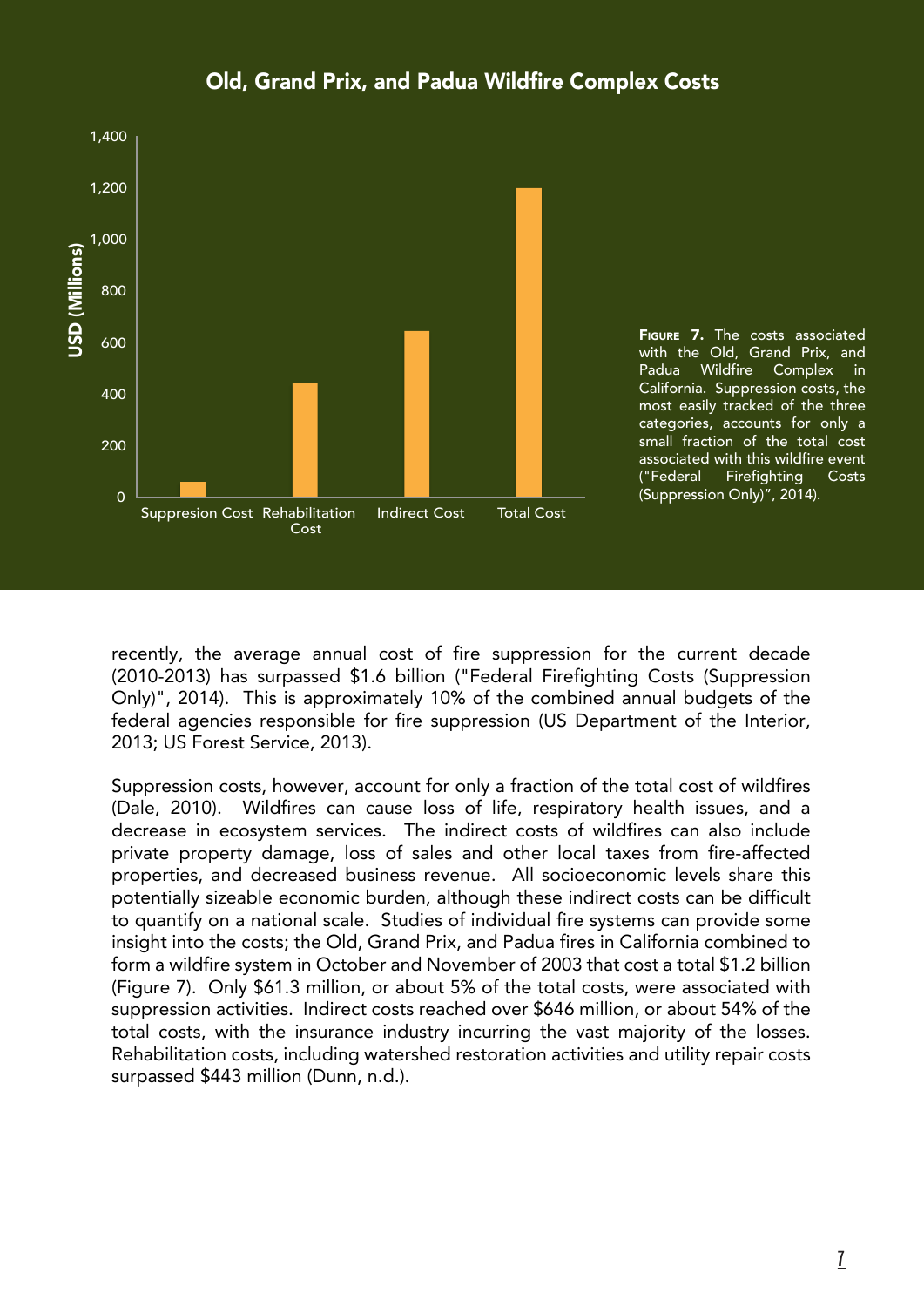## Old, Grand Prix, and Padua Wildfire Complex Costs

**Figure 7.** The costs associated with the Old, Grand Prix, and Padua Wildfire Complex in California. Suppression costs, the most easily tracked of the three categories, accounts for only a small fraction of the total cost associated with this wildfire event ("Federal Firefighting Costs (Suppression Only)", 2014).

recently, the average annual cost of fire suppression for the current decade (2010-2013) has surpassed $1.6 billion ("Federal Firefighting Costs (Suppression Only)", 2014). This is approximately 10% of the combined annual budgets of the federal agencies responsible for fire suppression (US Department of the Interior, 2013; US Forest Service, 2013).

Suppression costs, however, account for only a fraction of the total cost of wildfires (Dale, 2010). Wildfires can cause loss of life, respiratory health issues, and a decrease in ecosystem services. The indirect costs of wildfires can also include private property damage, loss of sales and other local taxes from fire-affected properties, and decreased business revenue. All socioeconomic levels share this potentially sizeable economic burden, although these indirect costs can be difficult to quantify on a national scale. Studies of individual fire systems can provide some insight into the costs; the Old, Grand Prix, and Padua fires in California combined to form a wildfire system in October and November of 2003 that cost a total $1.2 billion (Figure 7). Only $61.3 million, or about 5% of the total costs, were associated with suppression activities. Indirect costs reached over $646 million, or about 54% of the total costs, with the insurance industry incurring the vast majority of the losses. Rehabilitation costs, including watershed restoration activities and utility repair costs surpassed $443 million (Dunn, n.d.).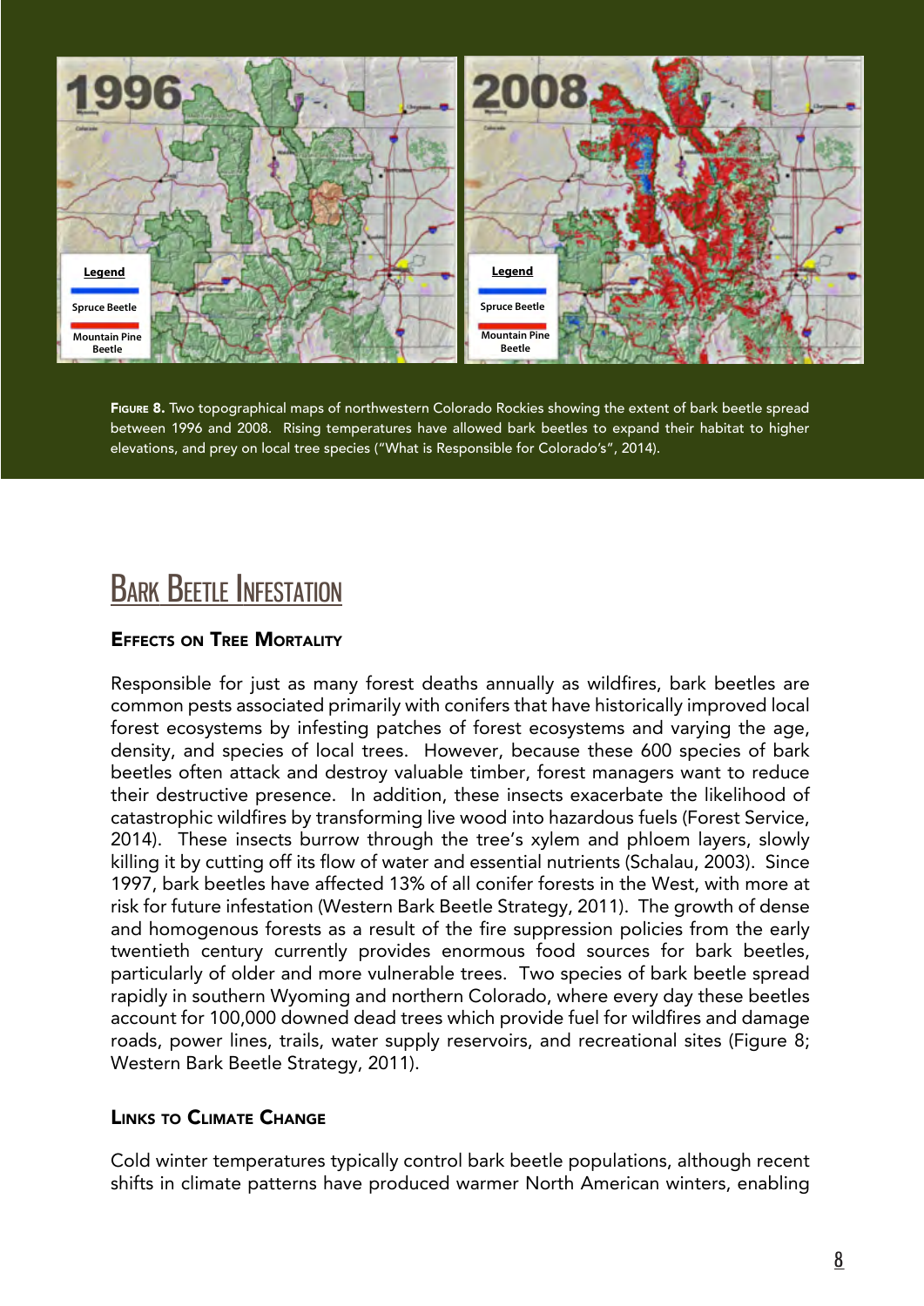**Figure 8.** Two topographical maps of northwestern Colorado Rockies showing the extent of bark beetle spread between 1996 and 2008. Rising temperatures have allowed bark beetles to expand their habitat to higher elevations, and prey on local tree species ("What is Responsible for Colorado's", 2014).

# Bark Beetle Infestation

### Effects on Tree Mortality

Responsible for just as many forest deaths annually as wildfires, bark beetles are common pests associated primarily with conifers that have historically improved local forest ecosystems by infesting patches of forest ecosystems and varying the age, density, and species of local trees. However, because these 600 species of bark beetles often attack and destroy valuable timber, forest managers want to reduce their destructive presence. In addition, these insects exacerbate the likelihood of catastrophic wildfires by transforming live wood into hazardous fuels (Forest Service, 2014). These insects burrow through the tree's xylem and phloem layers, slowly killing it by cutting off its flow of water and essential nutrients (Schalau, 2003). Since 1997, bark beetles have affected 13% of all conifer forests in the West, with more at risk for future infestation (Western Bark Beetle Strategy, 2011). The growth of dense and homogenous forests as a result of the fire suppression policies from the early twentieth century currently provides enormous food sources for bark beetles, particularly of older and more vulnerable trees. Two species of bark beetle spread rapidly in southern Wyoming and northern Colorado, where every day these beetles account for 100,000 downed dead trees which provide fuel for wildfires and damage roads, power lines, trails, water supply reservoirs, and recreational sites (Figure 8; Western Bark Beetle Strategy, 2011).

### Links to Climate Change

Cold winter temperatures typically control bark beetle populations, although recent shifts in climate patterns have produced warmer North American winters, enabling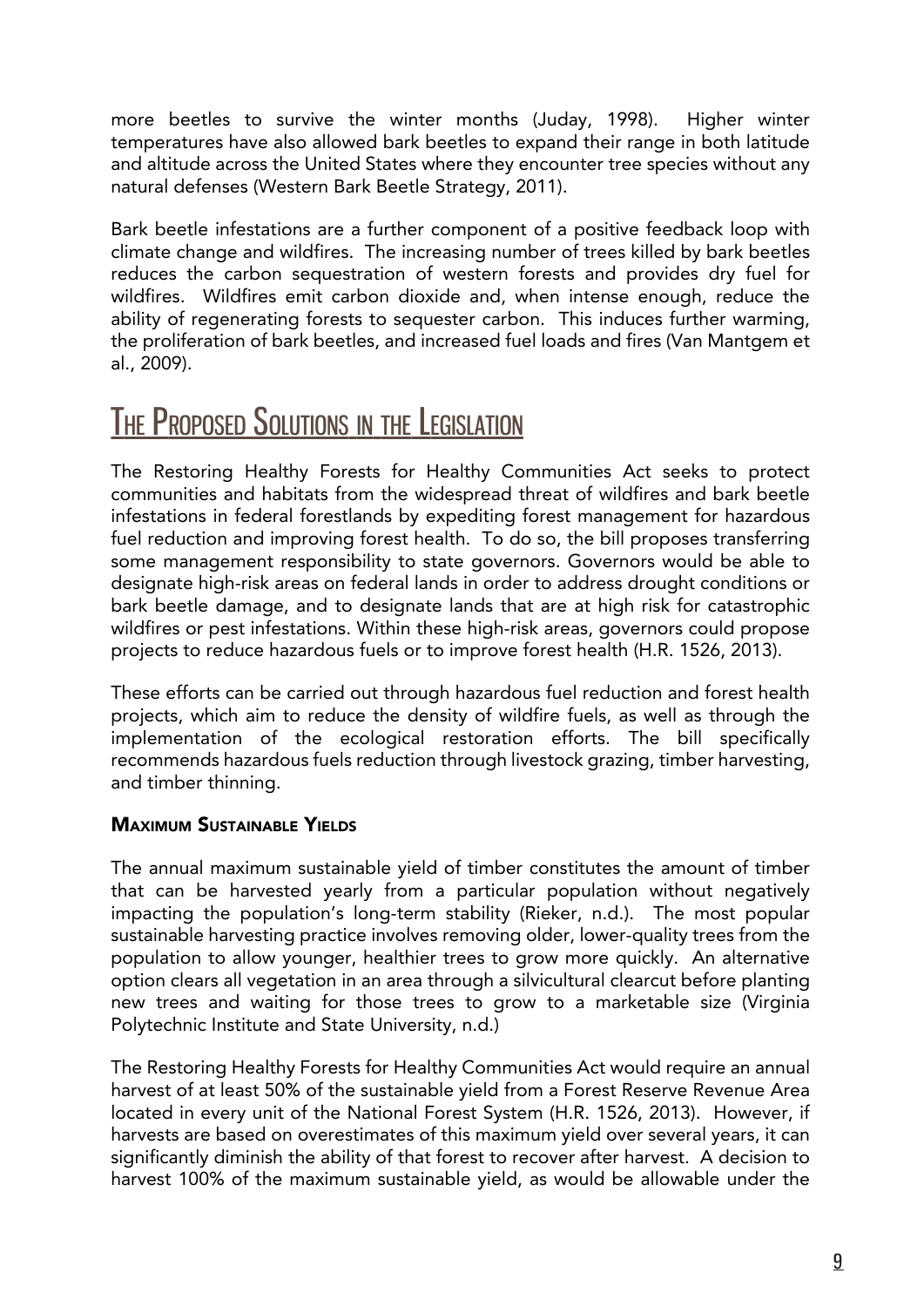more beetles to survive the winter months (Juday, 1998). Higher winter temperatures have also allowed bark beetles to expand their range in both latitude and altitude across the United States where they encounter tree species without any natural defenses (Western Bark Beetle Strategy, 2011).

Bark beetle infestations are a further component of a positive feedback loop with climate change and wildfires. The increasing number of trees killed by bark beetles reduces the carbon sequestration of western forests and provides dry fuel for wildfires. Wildfires emit carbon dioxide and, when intense enough, reduce the ability of regenerating forests to sequester carbon. This induces further warming, the proliferation of bark beetles, and increased fuel loads and fires (Van Mantgem et al., 2009).

# The Proposed Solutions in the Legislation

The Restoring Healthy Forests for Healthy Communities Act seeks to protect communities and habitats from the widespread threat of wildfires and bark beetle infestations in federal forestlands by expediting forest management for hazardous fuel reduction and improving forest health. To do so, the bill proposes transferring some management responsibility to state governors. Governors would be able to designate high-risk areas on federal lands in order to address drought conditions or bark beetle damage, and to designate lands that are at high risk for catastrophic wildfires or pest infestations. Within these high-risk areas, governors could propose projects to reduce hazardous fuels or to improve forest health (H.R. 1526, 2013).

These efforts can be carried out through hazardous fuel reduction and forest health projects, which aim to reduce the density of wildfire fuels, as well as through the implementation of the ecological restoration efforts. The bill specifically recommends hazardous fuels reduction through livestock grazing, timber harvesting, and timber thinning.

### Maximum Sustainable Yields

The annual maximum sustainable yield of timber constitutes the amount of timber that can be harvested yearly from a particular population without negatively impacting the population's long-term stability (Rieker, n.d.). The most popular sustainable harvesting practice involves removing older, lower-quality trees from the population to allow younger, healthier trees to grow more quickly. An alternative option clears all vegetation in an area through a silvicultural clearcut before planting new trees and waiting for those trees to grow to a marketable size (Virginia Polytechnic Institute and State University, n.d.)

The Restoring Healthy Forests for Healthy Communities Act would require an annual harvest of at least 50% of the sustainable yield from a Forest Reserve Revenue Area located in every unit of the National Forest System (H.R. 1526, 2013). However, if harvests are based on overestimates of this maximum yield over several years, it can significantly diminish the ability of that forest to recover after harvest. A decision to harvest 100% of the maximum sustainable yield, as would be allowable under the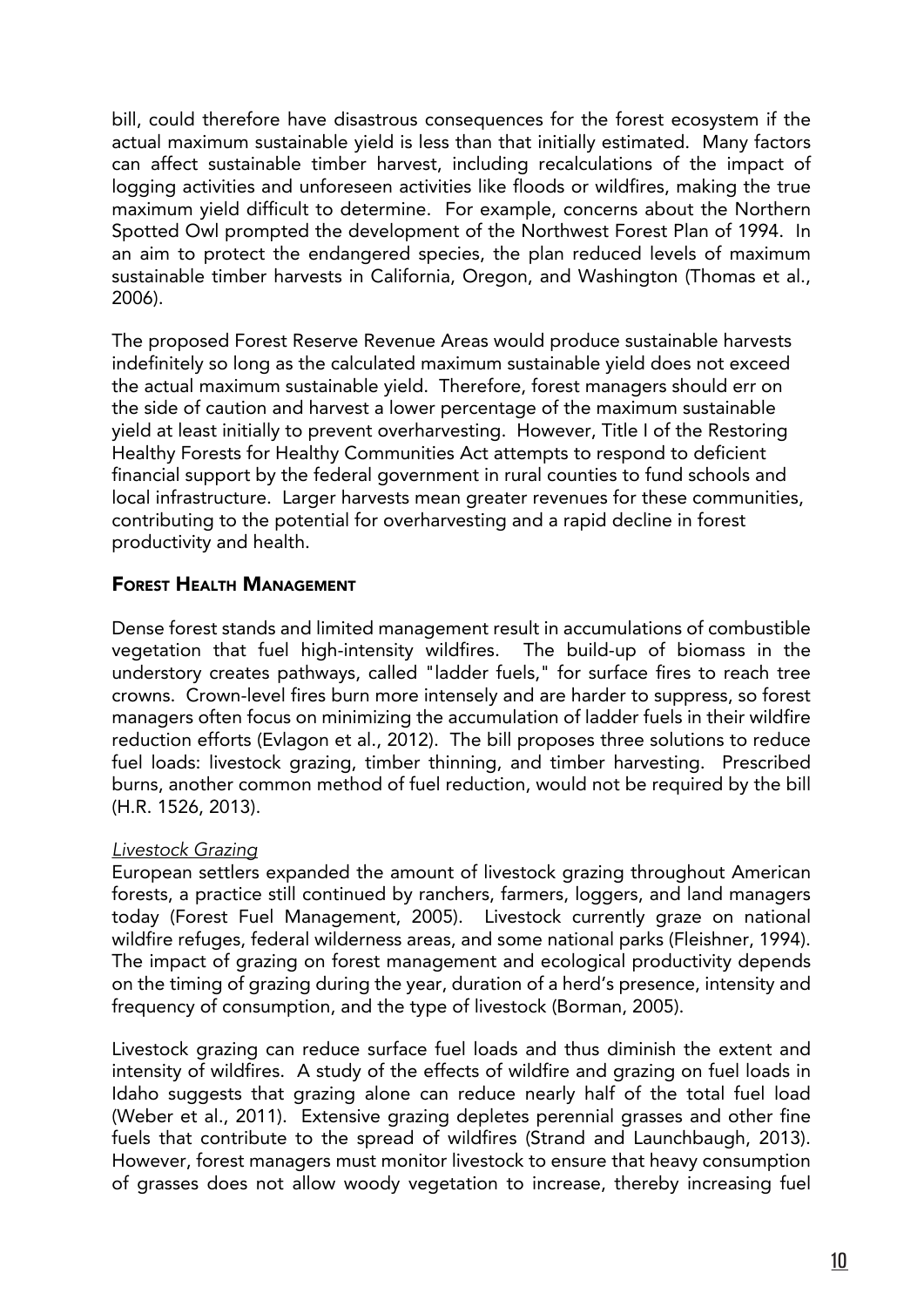bill, could therefore have disastrous consequences for the forest ecosystem if the actual maximum sustainable yield is less than that initially estimated. Many factors can affect sustainable timber harvest, including recalculations of the impact of logging activities and unforeseen activities like floods or wildfires, making the true maximum yield difficult to determine. For example, concerns about the Northern Spotted Owl prompted the development of the Northwest Forest Plan of 1994. In an aim to protect the endangered species, the plan reduced levels of maximum sustainable timber harvests in California, Oregon, and Washington (Thomas et al., 2006).

The proposed Forest Reserve Revenue Areas would produce sustainable harvests indefinitely so long as the calculated maximum sustainable yield does not exceed the actual maximum sustainable yield. Therefore, forest managers should err on the side of caution and harvest a lower percentage of the maximum sustainable yield at least initially to prevent overharvesting. However, Title I of the Restoring Healthy Forests for Healthy Communities Act attempts to respond to deficient financial support by the federal government in rural counties to fund schools and local infrastructure. Larger harvests mean greater revenues for these communities, contributing to the potential for overharvesting and a rapid decline in forest productivity and health.

## Forest Health Management

Dense forest stands and limited management result in accumulations of combustible vegetation that fuel high-intensity wildfires. The build-up of biomass in the understory creates pathways, called "ladder fuels," for surface fires to reach tree crowns. Crown-level fires burn more intensely and are harder to suppress, so forest managers often focus on minimizing the accumulation of ladder fuels in their wildfire reduction efforts (Evlagon et al., 2012). The bill proposes three solutions to reduce fuel loads: livestock grazing, timber thinning, and timber harvesting. Prescribed burns, another common method of fuel reduction, would not be required by the bill (H.R. 1526, 2013).

### *Livestock Grazing*

European settlers expanded the amount of livestock grazing throughout American forests, a practice still continued by ranchers, farmers, loggers, and land managers today (Forest Fuel Management, 2005). Livestock currently graze on national wildfire refuges, federal wilderness areas, and some national parks (Fleishner, 1994). The impact of grazing on forest management and ecological productivity depends on the timing of grazing during the year, duration of a herd's presence, intensity and frequency of consumption, and the type of livestock (Borman, 2005).

Livestock grazing can reduce surface fuel loads and thus diminish the extent and intensity of wildfires. A study of the effects of wildfire and grazing on fuel loads in Idaho suggests that grazing alone can reduce nearly half of the total fuel load (Weber et al., 2011). Extensive grazing depletes perennial grasses and other fine fuels that contribute to the spread of wildfires (Strand and Launchbaugh, 2013). However, forest managers must monitor livestock to ensure that heavy consumption of grasses does not allow woody vegetation to increase, thereby increasing fuel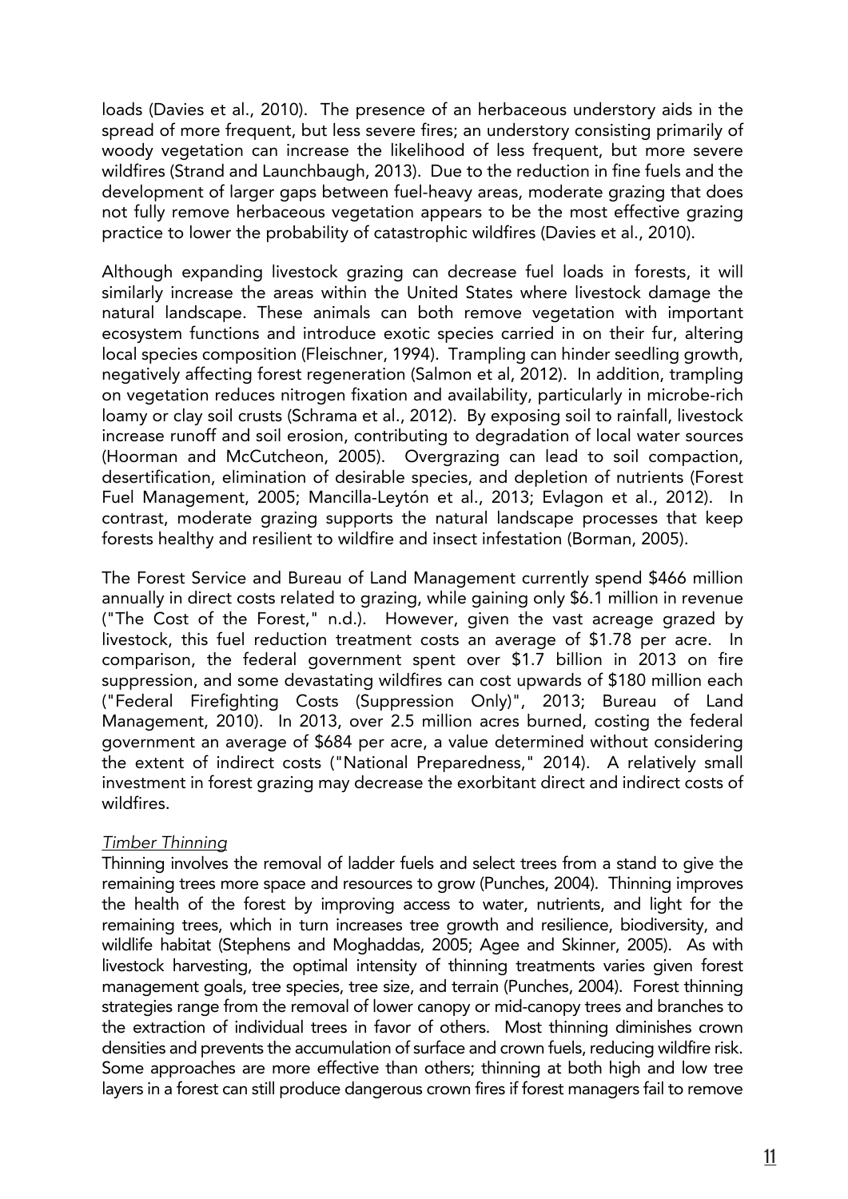loads (Davies et al., 2010). The presence of an herbaceous understory aids in the spread of more frequent, but less severe fires; an understory consisting primarily of woody vegetation can increase the likelihood of less frequent, but more severe wildfires (Strand and Launchbaugh, 2013). Due to the reduction in fine fuels and the development of larger gaps between fuel-heavy areas, moderate grazing that does not fully remove herbaceous vegetation appears to be the most effective grazing practice to lower the probability of catastrophic wildfires (Davies et al., 2010).

Although expanding livestock grazing can decrease fuel loads in forests, it will similarly increase the areas within the United States where livestock damage the natural landscape. These animals can both remove vegetation with important ecosystem functions and introduce exotic species carried in on their fur, altering local species composition (Fleischner, 1994). Trampling can hinder seedling growth, negatively affecting forest regeneration (Salmon et al, 2012). In addition, trampling on vegetation reduces nitrogen fixation and availability, particularly in microbe-rich loamy or clay soil crusts (Schrama et al., 2012). By exposing soil to rainfall, livestock increase runoff and soil erosion, contributing to degradation of local water sources (Hoorman and McCutcheon, 2005). Overgrazing can lead to soil compaction, desertification, elimination of desirable species, and depletion of nutrients (Forest Fuel Management, 2005; Mancilla-Leytón et al., 2013; Evlagon et al., 2012). In contrast, moderate grazing supports the natural landscape processes that keep forests healthy and resilient to wildfire and insect infestation (Borman, 2005).

The Forest Service and Bureau of Land Management currently spend $466 million annually in direct costs related to grazing, while gaining only $6.1 million in revenue ("The Cost of the Forest," n.d.). However, given the vast acreage grazed by livestock, this fuel reduction treatment costs an average of $1.78 per acre. In comparison, the federal government spent over $1.7 billion in 2013 on fire suppression, and some devastating wildfires can cost upwards of $180 million each ("Federal Firefighting Costs (Suppression Only)", 2013; Bureau of Land Management, 2010). In 2013, over 2.5 million acres burned, costing the federal government an average of $684 per acre, a value determined without considering the extent of indirect costs ("National Preparedness," 2014). A relatively small investment in forest grazing may decrease the exorbitant direct and indirect costs of wildfires.

*Timber Thinning*

Thinning involves the removal of ladder fuels and select trees from a stand to give the remaining trees more space and resources to grow (Punches, 2004). Thinning improves the health of the forest by improving access to water, nutrients, and light for the remaining trees, which in turn increases tree growth and resilience, biodiversity, and wildlife habitat (Stephens and Moghaddas, 2005; Agee and Skinner, 2005). As with livestock harvesting, the optimal intensity of thinning treatments varies given forest management goals, tree species, tree size, and terrain (Punches, 2004). Forest thinning strategies range from the removal of lower canopy or mid-canopy trees and branches to the extraction of individual trees in favor of others. Most thinning diminishes crown densities and prevents the accumulation of surface and crown fuels, reducing wildfire risk. Some approaches are more effective than others; thinning at both high and low tree layers in a forest can still produce dangerous crown fires if forest managers fail to remove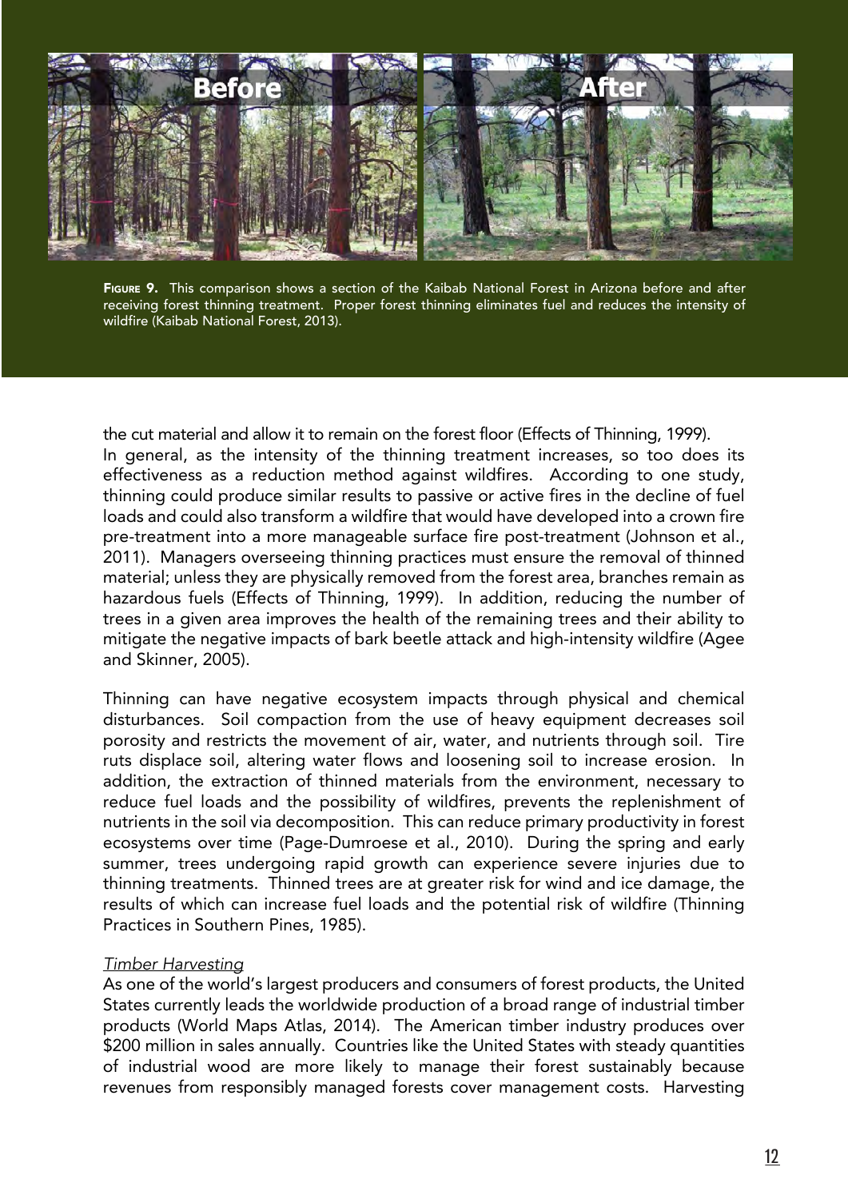**FIGURE 9.** This comparison shows a section of the Kaibab National Forest in Arizona before and after receiving forest thinning treatment. Proper forest thinning eliminates fuel and reduces the intensity of wildfire (Kaibab National Forest, 2013).

the cut material and allow it to remain on the forest floor (Effects of Thinning, 1999).

In general, as the intensity of the thinning treatment increases, so too does its effectiveness as a reduction method against wildfires. According to one study, thinning could produce similar results to passive or active fires in the decline of fuel loads and could also transform a wildfire that would have developed into a crown fire pre-treatment into a more manageable surface fire post-treatment (Johnson et al., 2011). Managers overseeing thinning practices must ensure the removal of thinned material; unless they are physically removed from the forest area, branches remain as hazardous fuels (Effects of Thinning, 1999). In addition, reducing the number of trees in a given area improves the health of the remaining trees and their ability to mitigate the negative impacts of bark beetle attack and high-intensity wildfire (Agee and Skinner, 2005).

Thinning can have negative ecosystem impacts through physical and chemical disturbances. Soil compaction from the use of heavy equipment decreases soil porosity and restricts the movement of air, water, and nutrients through soil. Tire ruts displace soil, altering water flows and loosening soil to increase erosion. In addition, the extraction of thinned materials from the environment, necessary to reduce fuel loads and the possibility of wildfires, prevents the replenishment of nutrients in the soil via decomposition. This can reduce primary productivity in forest ecosystems over time (Page-Dumroese et al., 2010). During the spring and early summer, trees undergoing rapid growth can experience severe injuries due to thinning treatments. Thinned trees are at greater risk for wind and ice damage, the results of which can increase fuel loads and the potential risk of wildfire (Thinning Practices in Southern Pines, 1985).

*Timber Harvesting*

As one of the world's largest producers and consumers of forest products, the United States currently leads the worldwide production of a broad range of industrial timber products (World Maps Atlas, 2014). The American timber industry produces over $200 million in sales annually. Countries like the United States with steady quantities of industrial wood are more likely to manage their forest sustainably because revenues from responsibly managed forests cover management costs. Harvesting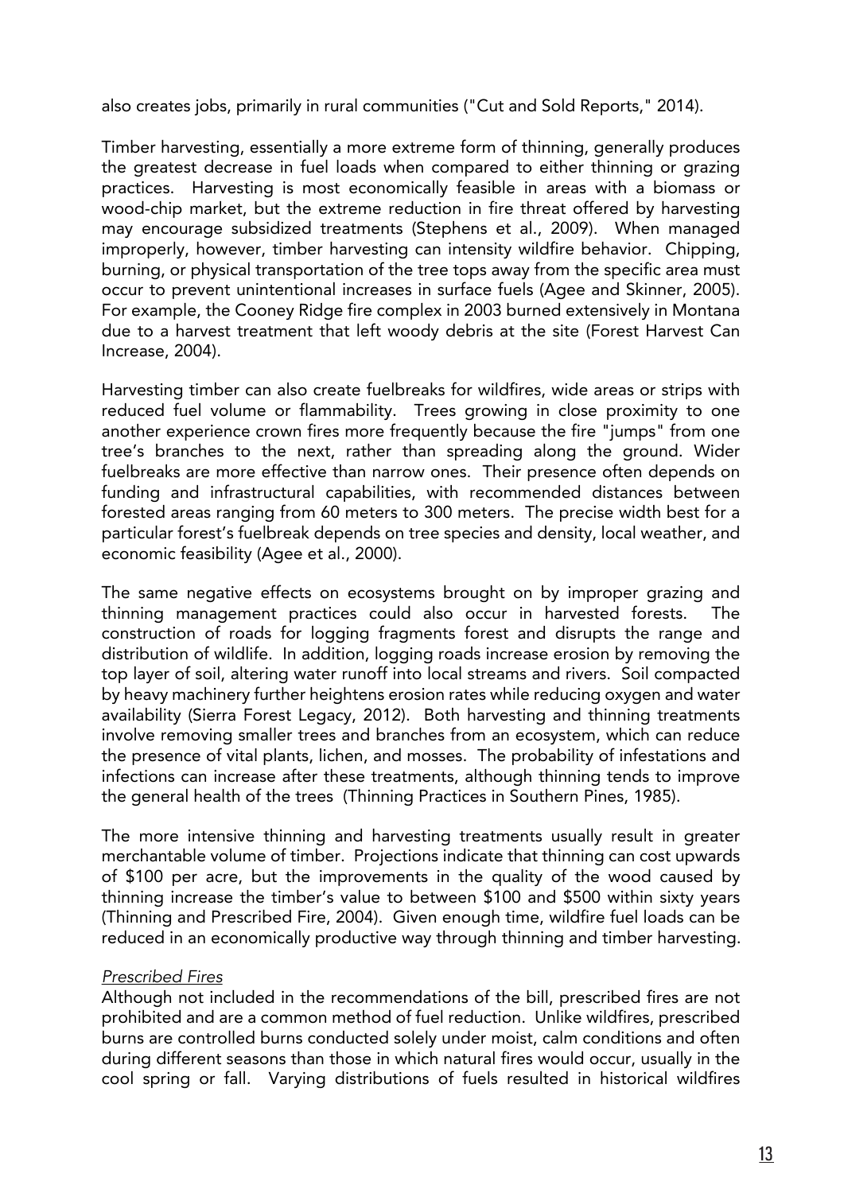also creates jobs, primarily in rural communities ("Cut and Sold Reports," 2014).

Timber harvesting, essentially a more extreme form of thinning, generally produces the greatest decrease in fuel loads when compared to either thinning or grazing practices. Harvesting is most economically feasible in areas with a biomass or wood-chip market, but the extreme reduction in fire threat offered by harvesting may encourage subsidized treatments (Stephens et al., 2009). When managed improperly, however, timber harvesting can intensity wildfire behavior. Chipping, burning, or physical transportation of the tree tops away from the specific area must occur to prevent unintentional increases in surface fuels (Agee and Skinner, 2005). For example, the Cooney Ridge fire complex in 2003 burned extensively in Montana due to a harvest treatment that left woody debris at the site (Forest Harvest Can Increase, 2004).

Harvesting timber can also create fuelbreaks for wildfires, wide areas or strips with reduced fuel volume or flammability. Trees growing in close proximity to one another experience crown fires more frequently because the fire "jumps" from one tree's branches to the next, rather than spreading along the ground. Wider fuelbreaks are more effective than narrow ones. Their presence often depends on funding and infrastructural capabilities, with recommended distances between forested areas ranging from 60 meters to 300 meters. The precise width best for a particular forest's fuelbreak depends on tree species and density, local weather, and economic feasibility (Agee et al., 2000).

The same negative effects on ecosystems brought on by improper grazing and thinning management practices could also occur in harvested forests. The construction of roads for logging fragments forest and disrupts the range and distribution of wildlife. In addition, logging roads increase erosion by removing the top layer of soil, altering water runoff into local streams and rivers. Soil compacted by heavy machinery further heightens erosion rates while reducing oxygen and water availability (Sierra Forest Legacy, 2012). Both harvesting and thinning treatments involve removing smaller trees and branches from an ecosystem, which can reduce the presence of vital plants, lichen, and mosses. The probability of infestations and infections can increase after these treatments, although thinning tends to improve the general health of the trees (Thinning Practices in Southern Pines, 1985).

The more intensive thinning and harvesting treatments usually result in greater merchantable volume of timber. Projections indicate that thinning can cost upwards of $100 per acre, but the improvements in the quality of the wood caused by thinning increase the timber's value to between $100 and $500 within sixty years (Thinning and Prescribed Fire, 2004). Given enough time, wildfire fuel loads can be reduced in an economically productive way through thinning and timber harvesting.

*Prescribed Fires*

Although not included in the recommendations of the bill, prescribed fires are not prohibited and are a common method of fuel reduction. Unlike wildfires, prescribed burns are controlled burns conducted solely under moist, calm conditions and often during different seasons than those in which natural fires would occur, usually in the cool spring or fall. Varying distributions of fuels resulted in historical wildfires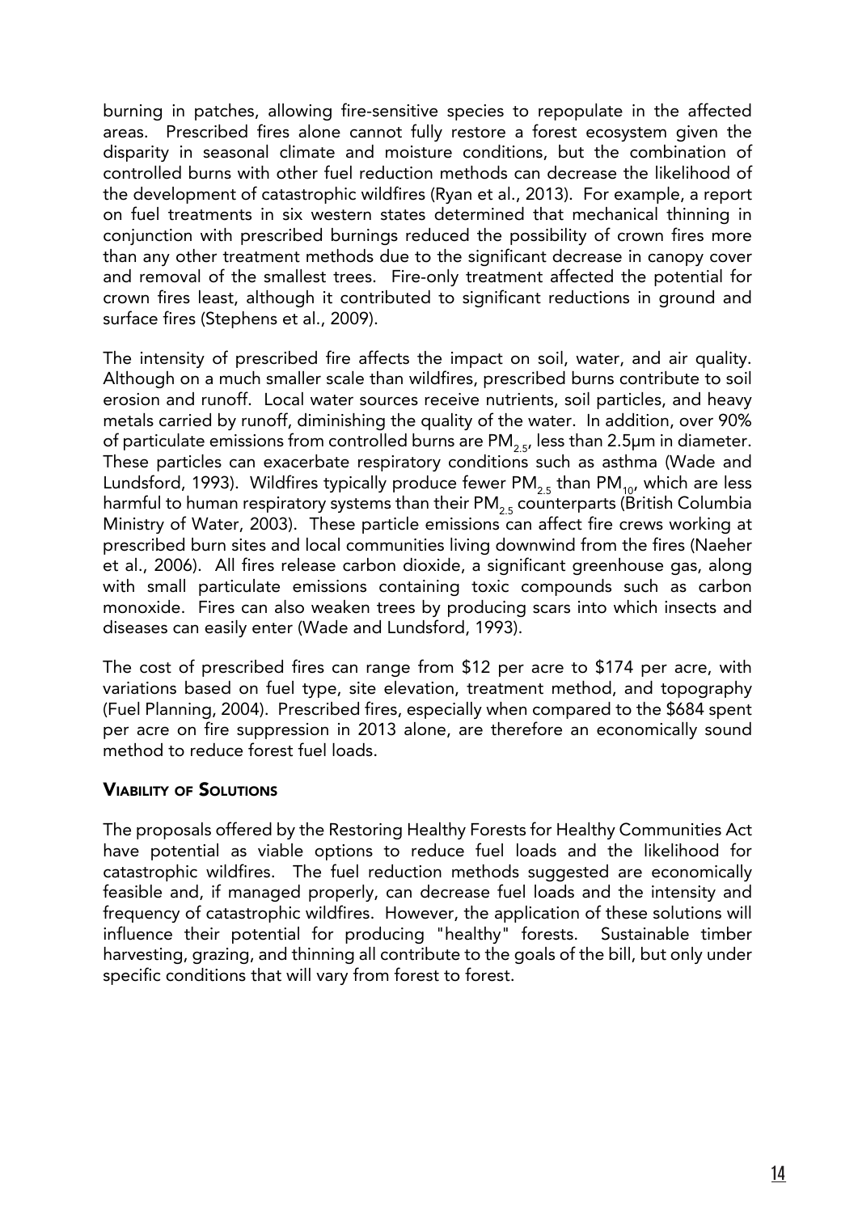burning in patches, allowing fire-sensitive species to repopulate in the affected areas. Prescribed fires alone cannot fully restore a forest ecosystem given the disparity in seasonal climate and moisture conditions, but the combination of controlled burns with other fuel reduction methods can decrease the likelihood of the development of catastrophic wildfires (Ryan et al., 2013). For example, a report on fuel treatments in six western states determined that mechanical thinning in conjunction with prescribed burnings reduced the possibility of crown fires more than any other treatment methods due to the significant decrease in canopy cover and removal of the smallest trees. Fire-only treatment affected the potential for crown fires least, although it contributed to significant reductions in ground and surface fires (Stephens et al., 2009).

The intensity of prescribed fire affects the impact on soil, water, and air quality. Although on a much smaller scale than wildfires, prescribed burns contribute to soil erosion and runoff. Local water sources receive nutrients, soil particles, and heavy metals carried by runoff, diminishing the quality of the water. In addition, over 90% of particulate emissions from controlled burns are $PM_{2.5}$, less than 2.5μm in diameter. These particles can exacerbate respiratory conditions such as asthma (Wade and Lundsford, 1993). Wildfires typically produce fewer $PM_{2.5}$ than $PM_{10}$, which are less harmful to human respiratory systems than their $PM_{2.5}$ counterparts (British Columbia Ministry of Water, 2003). These particle emissions can affect fire crews working at prescribed burn sites and local communities living downwind from the fires (Naeher et al., 2006). All fires release carbon dioxide, a significant greenhouse gas, along with small particulate emissions containing toxic compounds such as carbon monoxide. Fires can also weaken trees by producing scars into which insects and diseases can easily enter (Wade and Lundsford, 1993).

The cost of prescribed fires can range from $12 per acre to $174 per acre, with variations based on fuel type, site elevation, treatment method, and topography (Fuel Planning, 2004). Prescribed fires, especially when compared to the $684 spent per acre on fire suppression in 2013 alone, are therefore an economically sound method to reduce forest fuel loads.

### Viability of Solutions

The proposals offered by the Restoring Healthy Forests for Healthy Communities Act have potential as viable options to reduce fuel loads and the likelihood for catastrophic wildfires. The fuel reduction methods suggested are economically feasible and, if managed properly, can decrease fuel loads and the intensity and frequency of catastrophic wildfires. However, the application of these solutions will influence their potential for producing "healthy" forests. Sustainable timber harvesting, grazing, and thinning all contribute to the goals of the bill, but only under specific conditions that will vary from forest to forest.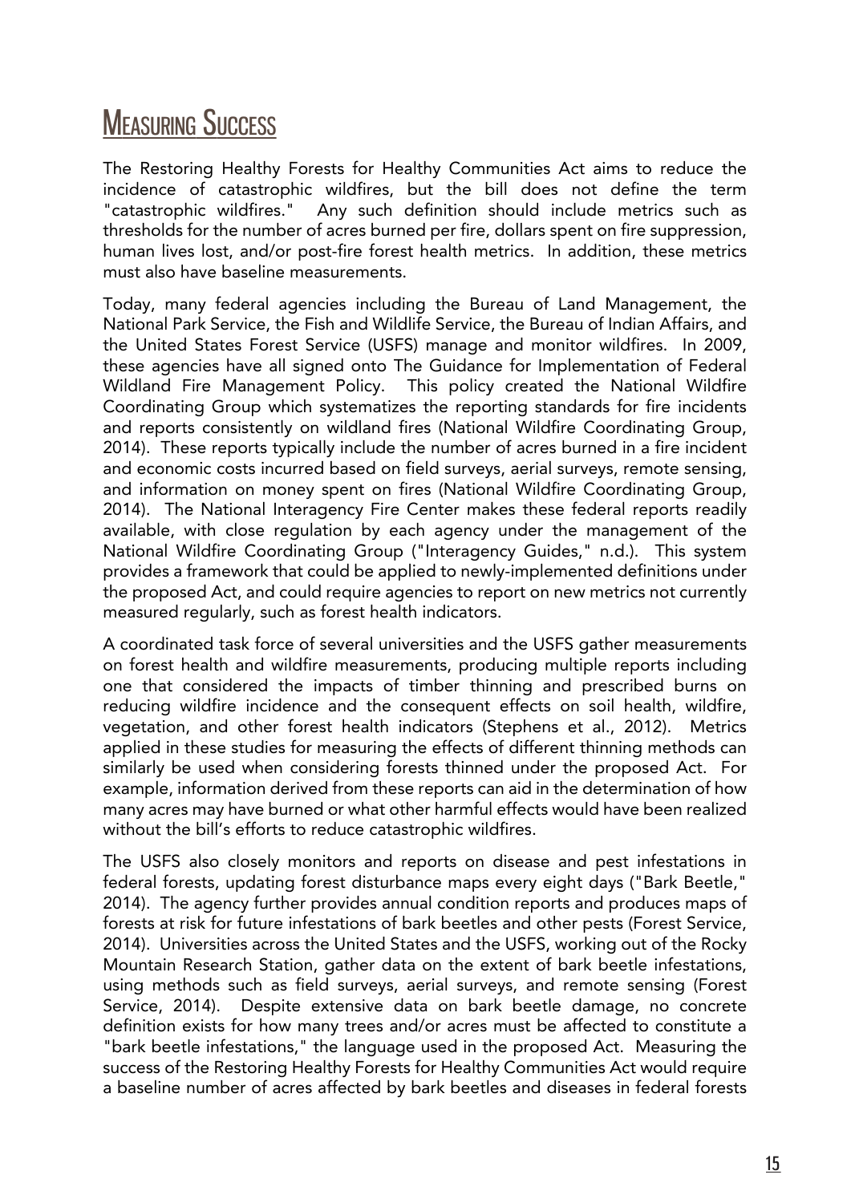## MEASURING SUCCESS

The Restoring Healthy Forests for Healthy Communities Act aims to reduce the incidence of catastrophic wildfires, but the bill does not define the term "catastrophic wildfires." Any such definition should include metrics such as thresholds for the number of acres burned per fire, dollars spent on fire suppression, human lives lost, and/or post-fire forest health metrics. In addition, these metrics must also have baseline measurements.

Today, many federal agencies including the Bureau of Land Management, the National Park Service, the Fish and Wildlife Service, the Bureau of Indian Affairs, and the United States Forest Service (USFS) manage and monitor wildfires. In 2009, these agencies have all signed onto The Guidance for Implementation of Federal Wildland Fire Management Policy. This policy created the National Wildfire Coordinating Group which systematizes the reporting standards for fire incidents and reports consistently on wildland fires (National Wildfire Coordinating Group, 2014). These reports typically include the number of acres burned in a fire incident and economic costs incurred based on field surveys, aerial surveys, remote sensing, and information on money spent on fires (National Wildfire Coordinating Group, 2014). The National Interagency Fire Center makes these federal reports readily available, with close regulation by each agency under the management of the National Wildfire Coordinating Group ("Interagency Guides," n.d.). This system provides a framework that could be applied to newly-implemented definitions under the proposed Act, and could require agencies to report on new metrics not currently measured regularly, such as forest health indicators.

A coordinated task force of several universities and the USFS gather measurements on forest health and wildfire measurements, producing multiple reports including one that considered the impacts of timber thinning and prescribed burns on reducing wildfire incidence and the consequent effects on soil health, wildfire, vegetation, and other forest health indicators (Stephens et al., 2012). Metrics applied in these studies for measuring the effects of different thinning methods can similarly be used when considering forests thinned under the proposed Act. For example, information derived from these reports can aid in the determination of how many acres may have burned or what other harmful effects would have been realized without the bill's efforts to reduce catastrophic wildfires.

The USFS also closely monitors and reports on disease and pest infestations in federal forests, updating forest disturbance maps every eight days ("Bark Beetle," 2014). The agency further provides annual condition reports and produces maps of forests at risk for future infestations of bark beetles and other pests (Forest Service, 2014). Universities across the United States and the USFS, working out of the Rocky Mountain Research Station, gather data on the extent of bark beetle infestations, using methods such as field surveys, aerial surveys, and remote sensing (Forest Service, 2014). Despite extensive data on bark beetle damage, no concrete definition exists for how many trees and/or acres must be affected to constitute a "bark beetle infestations," the language used in the proposed Act. Measuring the success of the Restoring Healthy Forests for Healthy Communities Act would require a baseline number of acres affected by bark beetles and diseases in federal forests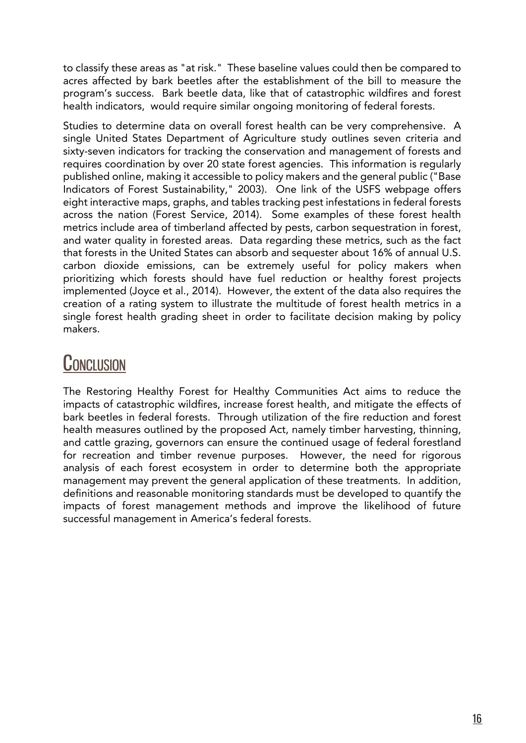to classify these areas as "at risk." These baseline values could then be compared to acres affected by bark beetles after the establishment of the bill to measure the program's success. Bark beetle data, like that of catastrophic wildfires and forest health indicators, would require similar ongoing monitoring of federal forests.

Studies to determine data on overall forest health can be very comprehensive. A single United States Department of Agriculture study outlines seven criteria and sixty-seven indicators for tracking the conservation and management of forests and requires coordination by over 20 state forest agencies. This information is regularly published online, making it accessible to policy makers and the general public ("Base Indicators of Forest Sustainability," 2003). One link of the USFS webpage offers eight interactive maps, graphs, and tables tracking pest infestations in federal forests across the nation (Forest Service, 2014). Some examples of these forest health metrics include area of timberland affected by pests, carbon sequestration in forest, and water quality in forested areas. Data regarding these metrics, such as the fact that forests in the United States can absorb and sequester about 16% of annual U.S. carbon dioxide emissions, can be extremely useful for policy makers when prioritizing which forests should have fuel reduction or healthy forest projects implemented (Joyce et al., 2014). However, the extent of the data also requires the creation of a rating system to illustrate the multitude of forest health metrics in a single forest health grading sheet in order to facilitate decision making by policy makers.

## Conclusion

The Restoring Healthy Forest for Healthy Communities Act aims to reduce the impacts of catastrophic wildfires, increase forest health, and mitigate the effects of bark beetles in federal forests. Through utilization of the fire reduction and forest health measures outlined by the proposed Act, namely timber harvesting, thinning, and cattle grazing, governors can ensure the continued usage of federal forestland for recreation and timber revenue purposes. However, the need for rigorous analysis of each forest ecosystem in order to determine both the appropriate management may prevent the general application of these treatments. In addition, definitions and reasonable monitoring standards must be developed to quantify the impacts of forest management methods and improve the likelihood of future successful management in America's federal forests.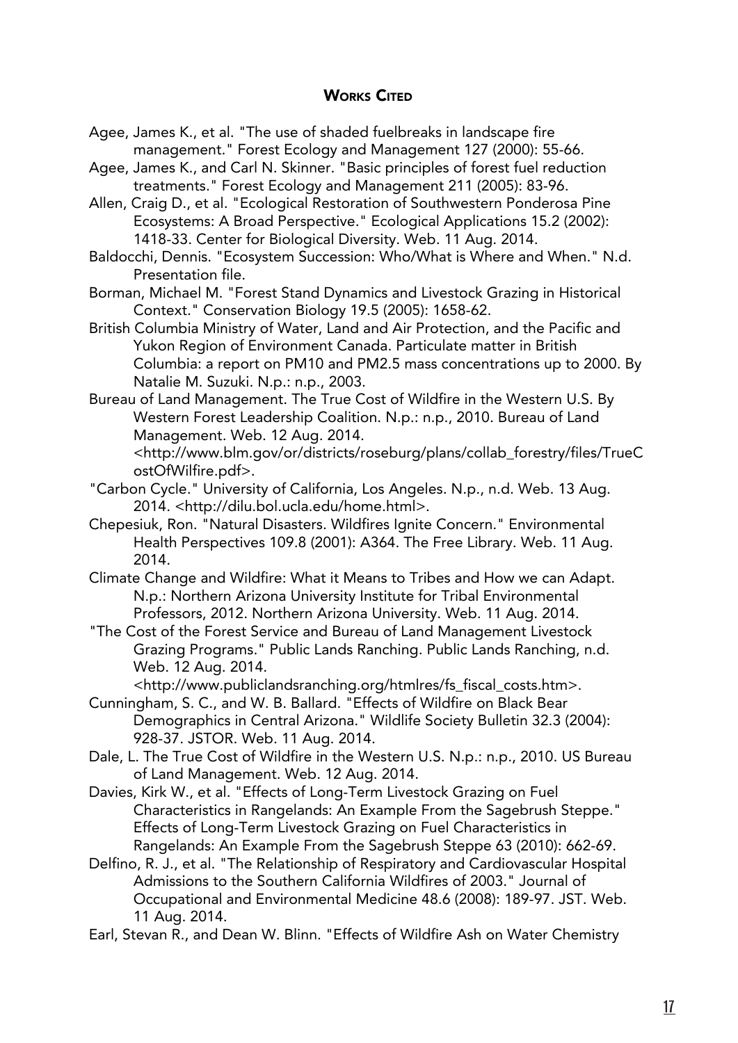## Works Cited

Agee, James K., et al. "The use of shaded fuelbreaks in landscape fire management." Forest Ecology and Management 127 (2000): 55-66.

Agee, James K., and Carl N. Skinner. "Basic principles of forest fuel reduction treatments." Forest Ecology and Management 211 (2005): 83-96.

Allen, Craig D., et al. "Ecological Restoration of Southwestern Ponderosa Pine Ecosystems: A Broad Perspective." Ecological Applications 15.2 (2002): 1418-33. Center for Biological Diversity. Web. 11 Aug. 2014.

Baldocchi, Dennis. "Ecosystem Succession: Who/What is Where and When." N.d. Presentation file.

Borman, Michael M. "Forest Stand Dynamics and Livestock Grazing in Historical Context." Conservation Biology 19.5 (2005): 1658-62.

British Columbia Ministry of Water, Land and Air Protection, and the Pacific and Yukon Region of Environment Canada. Particulate matter in British Columbia: a report on PM10 and PM2.5 mass concentrations up to 2000. By Natalie M. Suzuki. N.p.: n.p., 2003.

Bureau of Land Management. The True Cost of Wildfire in the Western U.S. By Western Forest Leadership Coalition. N.p.: n.p., 2010. Bureau of Land Management. Web. 12 Aug. 2014. <http://www.blm.gov/or/districts/roseburg/plans/collab_forestry/files/TrueCostOfWilfire.pdf>.

"Carbon Cycle." University of California, Los Angeles. N.p., n.d. Web. 13 Aug. 2014. <http://dilu.bol.ucla.edu/home.html>.

Chepesiuk, Ron. "Natural Disasters. Wildfires Ignite Concern." Environmental Health Perspectives 109.8 (2001): A364. The Free Library. Web. 11 Aug. 2014.

Climate Change and Wildfire: What it Means to Tribes and How we can Adapt. N.p.: Northern Arizona University Institute for Tribal Environmental Professors, 2012. Northern Arizona University. Web. 11 Aug. 2014.

"The Cost of the Forest Service and Bureau of Land Management Livestock Grazing Programs." Public Lands Ranching. Public Lands Ranching, n.d. Web. 12 Aug. 2014. <http://www.publiclandsranching.org/htmlres/fs_fiscal_costs.htm>.

Cunningham, S. C., and W. B. Ballard. "Effects of Wildfire on Black Bear Demographics in Central Arizona." Wildlife Society Bulletin 32.3 (2004): 928-37. JSTOR. Web. 11 Aug. 2014.

Dale, L. The True Cost of Wildfire in the Western U.S. N.p.: n.p., 2010. US Bureau of Land Management. Web. 12 Aug. 2014.

Davies, Kirk W., et al. "Effects of Long-Term Livestock Grazing on Fuel Characteristics in Rangelands: An Example From the Sagebrush Steppe." Effects of Long-Term Livestock Grazing on Fuel Characteristics in Rangelands: An Example From the Sagebrush Steppe 63 (2010): 662-69.

Delfino, R. J., et al. "The Relationship of Respiratory and Cardiovascular Hospital Admissions to the Southern California Wildfires of 2003." Journal of Occupational and Environmental Medicine 48.6 (2008): 189-97. JST. Web. 11 Aug. 2014.

Earl, Stevan R., and Dean W. Blinn. "Effects of Wildfire Ash on Water Chemistry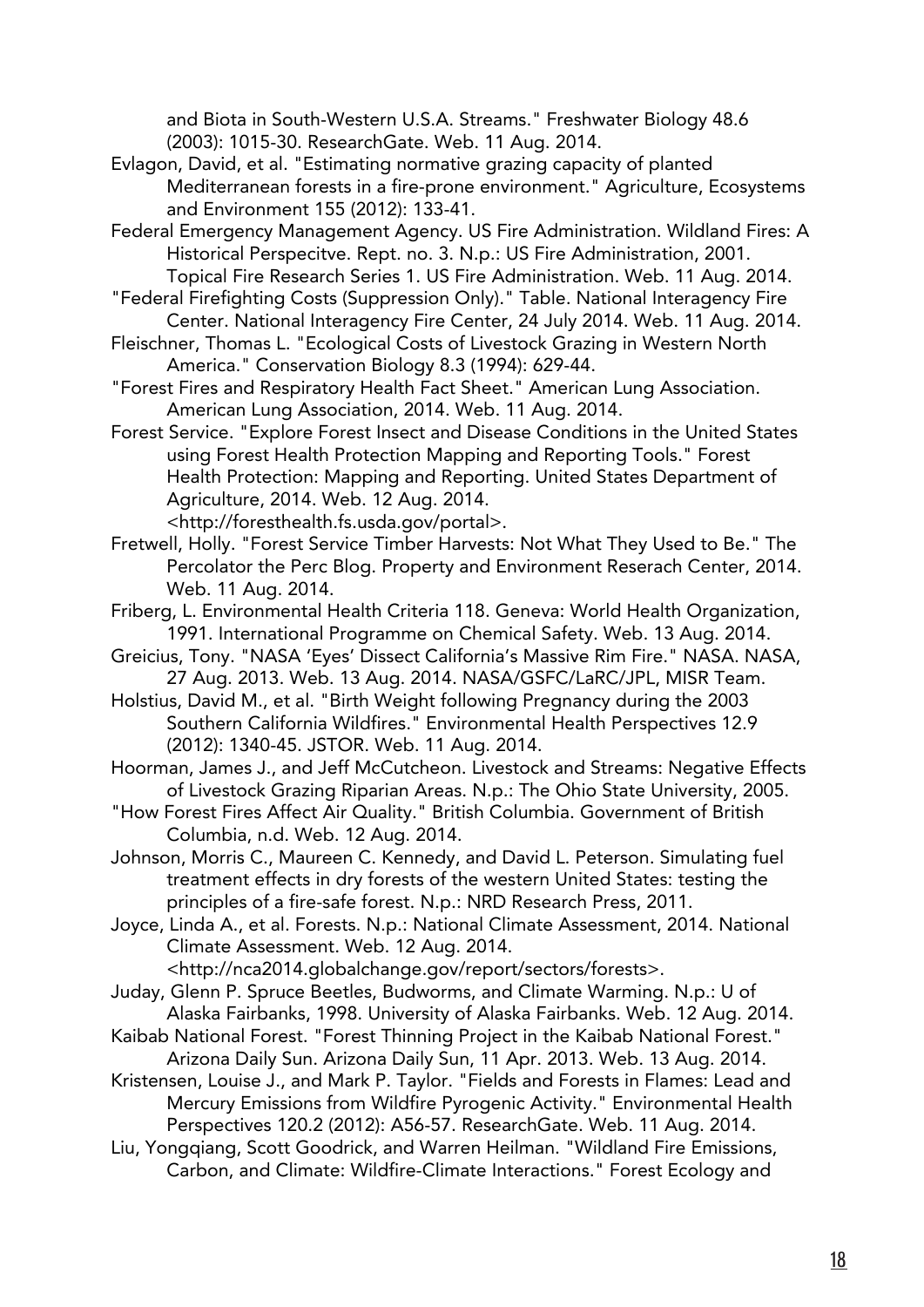and Biota in South-Western U.S.A. Streams." Freshwater Biology 48.6 (2003): 1015-30. ResearchGate. Web. 11 Aug. 2014.

Evlagon, David, et al. "Estimating normative grazing capacity of planted Mediterranean forests in a fire-prone environment." Agriculture, Ecosystems and Environment 155 (2012): 133-41.

Federal Emergency Management Agency. US Fire Administration. Wildland Fires: A Historical Perspecitve. Rept. no. 3. N.p.: US Fire Administration, 2001. Topical Fire Research Series 1. US Fire Administration. Web. 11 Aug. 2014.

"Federal Firefighting Costs (Suppression Only)." Table. National Interagency Fire Center. National Interagency Fire Center, 24 July 2014. Web. 11 Aug. 2014.

Fleischner, Thomas L. "Ecological Costs of Livestock Grazing in Western North America." Conservation Biology 8.3 (1994): 629-44.

"Forest Fires and Respiratory Health Fact Sheet." American Lung Association. American Lung Association, 2014. Web. 11 Aug. 2014.

Forest Service. "Explore Forest Insect and Disease Conditions in the United States using Forest Health Protection Mapping and Reporting Tools." Forest Health Protection: Mapping and Reporting. United States Department of Agriculture, 2014. Web. 12 Aug. 2014. <http://foresthealth.fs.usda.gov/portal>.

Fretwell, Holly. "Forest Service Timber Harvests: Not What They Used to Be." The Percolator the Perc Blog. Property and Environment Reserach Center, 2014. Web. 11 Aug. 2014.

Friberg, L. Environmental Health Criteria 118. Geneva: World Health Organization, 1991. International Programme on Chemical Safety. Web. 13 Aug. 2014.

Greicius, Tony. "NASA 'Eyes' Dissect California's Massive Rim Fire." NASA. NASA, 27 Aug. 2013. Web. 13 Aug. 2014. NASA/GSFC/LaRC/JPL, MISR Team.

Holstius, David M., et al. "Birth Weight following Pregnancy during the 2003 Southern California Wildfires." Environmental Health Perspectives 12.9 (2012): 1340-45. JSTOR. Web. 11 Aug. 2014.

Hoorman, James J., and Jeff McCutcheon. Livestock and Streams: Negative Effects of Livestock Grazing Riparian Areas. N.p.: The Ohio State University, 2005.

"How Forest Fires Affect Air Quality." British Columbia. Government of British Columbia, n.d. Web. 12 Aug. 2014.

Johnson, Morris C., Maureen C. Kennedy, and David L. Peterson. Simulating fuel treatment effects in dry forests of the western United States: testing the principles of a fire-safe forest. N.p.: NRD Research Press, 2011.

Joyce, Linda A., et al. Forests. N.p.: National Climate Assessment, 2014. National Climate Assessment. Web. 12 Aug. 2014. <http://nca2014.globalchange.gov/report/sectors/forests>.

Juday, Glenn P. Spruce Beetles, Budworms, and Climate Warming. N.p.: U of Alaska Fairbanks, 1998. University of Alaska Fairbanks. Web. 12 Aug. 2014.

Kaibab National Forest. "Forest Thinning Project in the Kaibab National Forest." Arizona Daily Sun. Arizona Daily Sun, 11 Apr. 2013. Web. 13 Aug. 2014.

Kristensen, Louise J., and Mark P. Taylor. "Fields and Forests in Flames: Lead and Mercury Emissions from Wildfire Pyrogenic Activity." Environmental Health Perspectives 120.2 (2012): A56-57. ResearchGate. Web. 11 Aug. 2014.

Liu, Yongqiang, Scott Goodrick, and Warren Heilman. "Wildland Fire Emissions, Carbon, and Climate: Wildfire-Climate Interactions." Forest Ecology and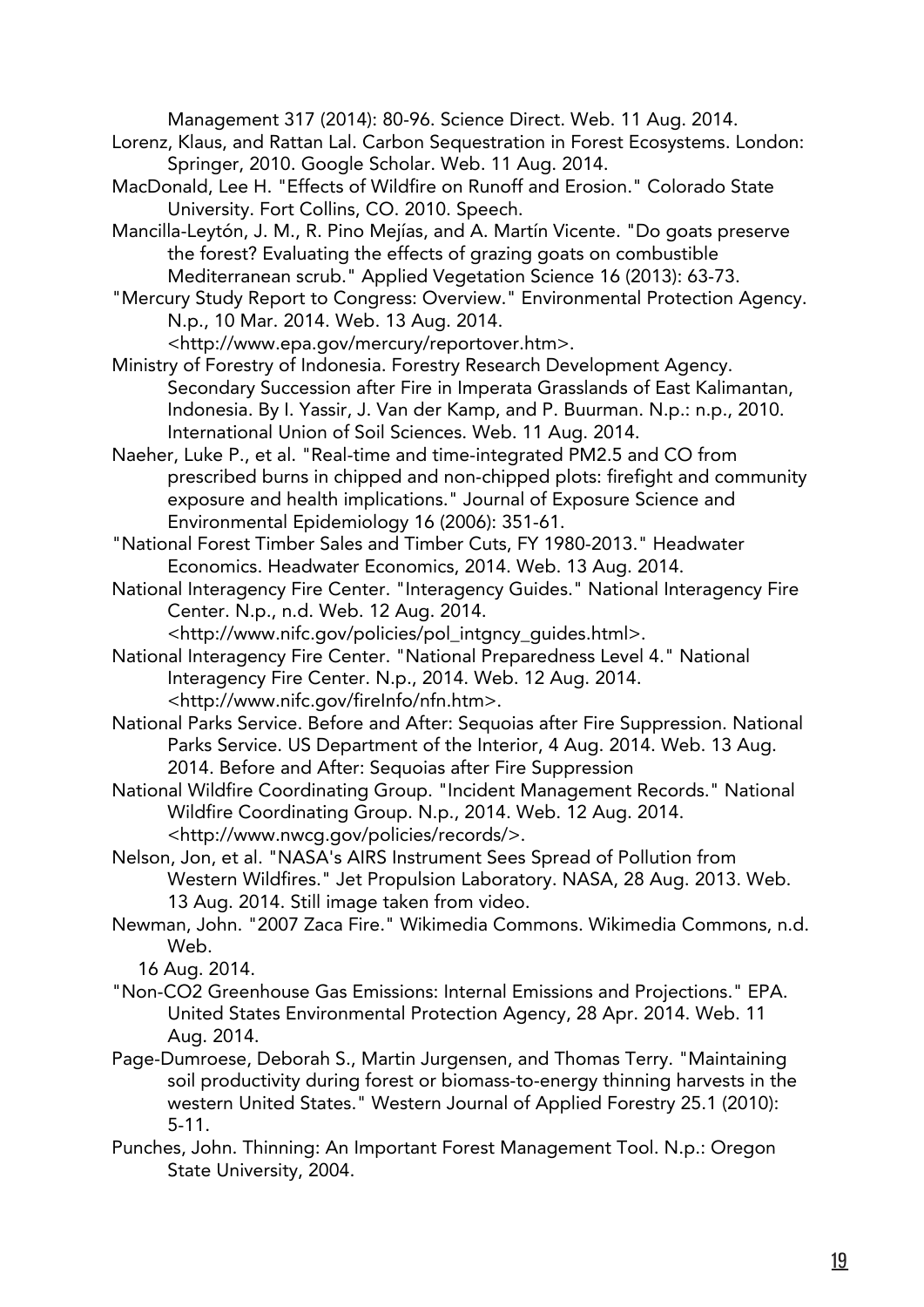Management 317 (2014): 80-96. Science Direct. Web. 11 Aug. 2014.

Lorenz, Klaus, and Rattan Lal. Carbon Sequestration in Forest Ecosystems. London: Springer, 2010. Google Scholar. Web. 11 Aug. 2014.

MacDonald, Lee H. "Effects of Wildfire on Runoff and Erosion." Colorado State University. Fort Collins, CO. 2010. Speech.

Mancilla-Leytón, J. M., R. Pino Mejías, and A. Martín Vicente. "Do goats preserve the forest? Evaluating the effects of grazing goats on combustible Mediterranean scrub." Applied Vegetation Science 16 (2013): 63-73.

"Mercury Study Report to Congress: Overview." Environmental Protection Agency. N.p., 10 Mar. 2014. Web. 13 Aug. 2014. <http://www.epa.gov/mercury/reportover.htm>.

Ministry of Forestry of Indonesia. Forestry Research Development Agency. Secondary Succession after Fire in Imperata Grasslands of East Kalimantan, Indonesia. By I. Yassir, J. Van der Kamp, and P. Buurman. N.p.: n.p., 2010. International Union of Soil Sciences. Web. 11 Aug. 2014.

Naeher, Luke P., et al. "Real-time and time-integrated PM2.5 and CO from prescribed burns in chipped and non-chipped plots: firefight and community exposure and health implications." Journal of Exposure Science and Environmental Epidemiology 16 (2006): 351-61.

"National Forest Timber Sales and Timber Cuts, FY 1980-2013." Headwater Economics. Headwater Economics, 2014. Web. 13 Aug. 2014.

National Interagency Fire Center. "Interagency Guides." National Interagency Fire Center. N.p., n.d. Web. 12 Aug. 2014. <http://www.nifc.gov/policies/pol_intgncy_guides.html>.

National Interagency Fire Center. "National Preparedness Level 4." National Interagency Fire Center. N.p., 2014. Web. 12 Aug. 2014. <http://www.nifc.gov/fireInfo/nfn.htm>.

National Parks Service. Before and After: Sequoias after Fire Suppression. National Parks Service. US Department of the Interior, 4 Aug. 2014. Web. 13 Aug. 2014. Before and After: Sequoias after Fire Suppression

National Wildfire Coordinating Group. "Incident Management Records." National Wildfire Coordinating Group. N.p., 2014. Web. 12 Aug. 2014. <http://www.nwcg.gov/policies/records/>.

Nelson, Jon, et al. "NASA's AIRS Instrument Sees Spread of Pollution from Western Wildfires." Jet Propulsion Laboratory. NASA, 28 Aug. 2013. Web. 13 Aug. 2014. Still image taken from video.

Newman, John. "2007 Zaca Fire." Wikimedia Commons. Wikimedia Commons, n.d. Web. 16 Aug. 2014.

"Non-CO2 Greenhouse Gas Emissions: Internal Emissions and Projections." EPA. United States Environmental Protection Agency, 28 Apr. 2014. Web. 11 Aug. 2014.

Page-Dumroese, Deborah S., Martin Jurgensen, and Thomas Terry. "Maintaining soil productivity during forest or biomass-to-energy thinning harvests in the western United States." Western Journal of Applied Forestry 25.1 (2010): 5-11.

Punches, John. Thinning: An Important Forest Management Tool. N.p.: Oregon State University, 2004.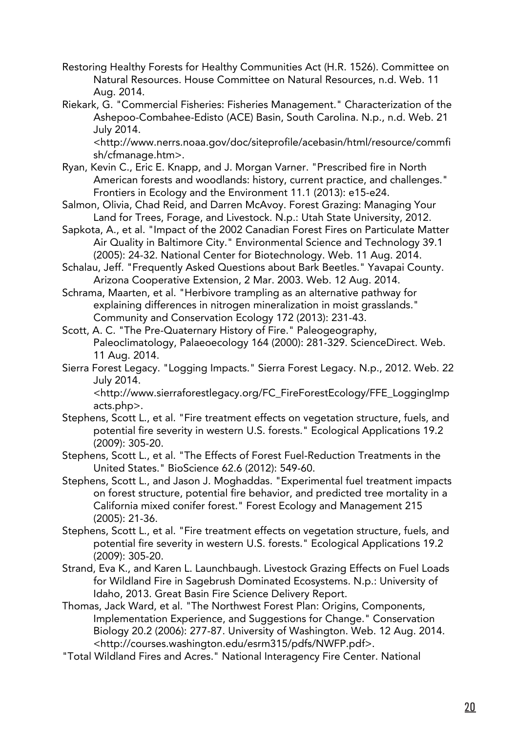Restoring Healthy Forests for Healthy Communities Act (H.R. 1526). Committee on Natural Resources. House Committee on Natural Resources, n.d. Web. 11 Aug. 2014.

Riekark, G. "Commercial Fisheries: Fisheries Management." Characterization of the Ashepoo-Combahee-Edisto (ACE) Basin, South Carolina. N.p., n.d. Web. 21 July 2014. <http://www.nerrs.noaa.gov/doc/siteprofile/acebasin/html/resource/commfish/cfmanage.htm>.

Ryan, Kevin C., Eric E. Knapp, and J. Morgan Varner. "Prescribed fire in North American forests and woodlands: history, current practice, and challenges." Frontiers in Ecology and the Environment 11.1 (2013): e15-e24.

Salmon, Olivia, Chad Reid, and Darren McAvoy. Forest Grazing: Managing Your Land for Trees, Forage, and Livestock. N.p.: Utah State University, 2012.

Sapkota, A., et al. "Impact of the 2002 Canadian Forest Fires on Particulate Matter Air Quality in Baltimore City." Environmental Science and Technology 39.1 (2005): 24-32. National Center for Biotechnology. Web. 11 Aug. 2014.

Schalau, Jeff. "Frequently Asked Questions about Bark Beetles." Yavapai County. Arizona Cooperative Extension, 2 Mar. 2003. Web. 12 Aug. 2014.

Schrama, Maarten, et al. "Herbivore trampling as an alternative pathway for explaining differences in nitrogen mineralization in moist grasslands." Community and Conservation Ecology 172 (2013): 231-43.

Scott, A. C. "The Pre-Quaternary History of Fire." Paleogeography, Paleoclimatology, Palaeoecology 164 (2000): 281-329. ScienceDirect. Web. 11 Aug. 2014.

Sierra Forest Legacy. "Logging Impacts." Sierra Forest Legacy. N.p., 2012. Web. 22 July 2014. <http://www.sierraforestlegacy.org/FC_FireForestEcology/FFE_LoggingImpacts.php>.

Stephens, Scott L., et al. "Fire treatment effects on vegetation structure, fuels, and potential fire severity in western U.S. forests." Ecological Applications 19.2 (2009): 305-20.

Stephens, Scott L., et al. "The Effects of Forest Fuel-Reduction Treatments in the United States." BioScience 62.6 (2012): 549-60.

Stephens, Scott L., and Jason J. Moghaddas. "Experimental fuel treatment impacts on forest structure, potential fire behavior, and predicted tree mortality in a California mixed conifer forest." Forest Ecology and Management 215 (2005): 21-36.

Stephens, Scott L., et al. "Fire treatment effects on vegetation structure, fuels, and potential fire severity in western U.S. forests." Ecological Applications 19.2 (2009): 305-20.

Strand, Eva K., and Karen L. Launchbaugh. Livestock Grazing Effects on Fuel Loads for Wildland Fire in Sagebrush Dominated Ecosystems. N.p.: University of Idaho, 2013. Great Basin Fire Science Delivery Report.

Thomas, Jack Ward, et al. "The Northwest Forest Plan: Origins, Components, Implementation Experience, and Suggestions for Change." Conservation Biology 20.2 (2006): 277-87. University of Washington. Web. 12 Aug. 2014. <http://courses.washington.edu/esrm315/pdfs/NWFP.pdf>.

"Total Wildland Fires and Acres." National Interagency Fire Center. National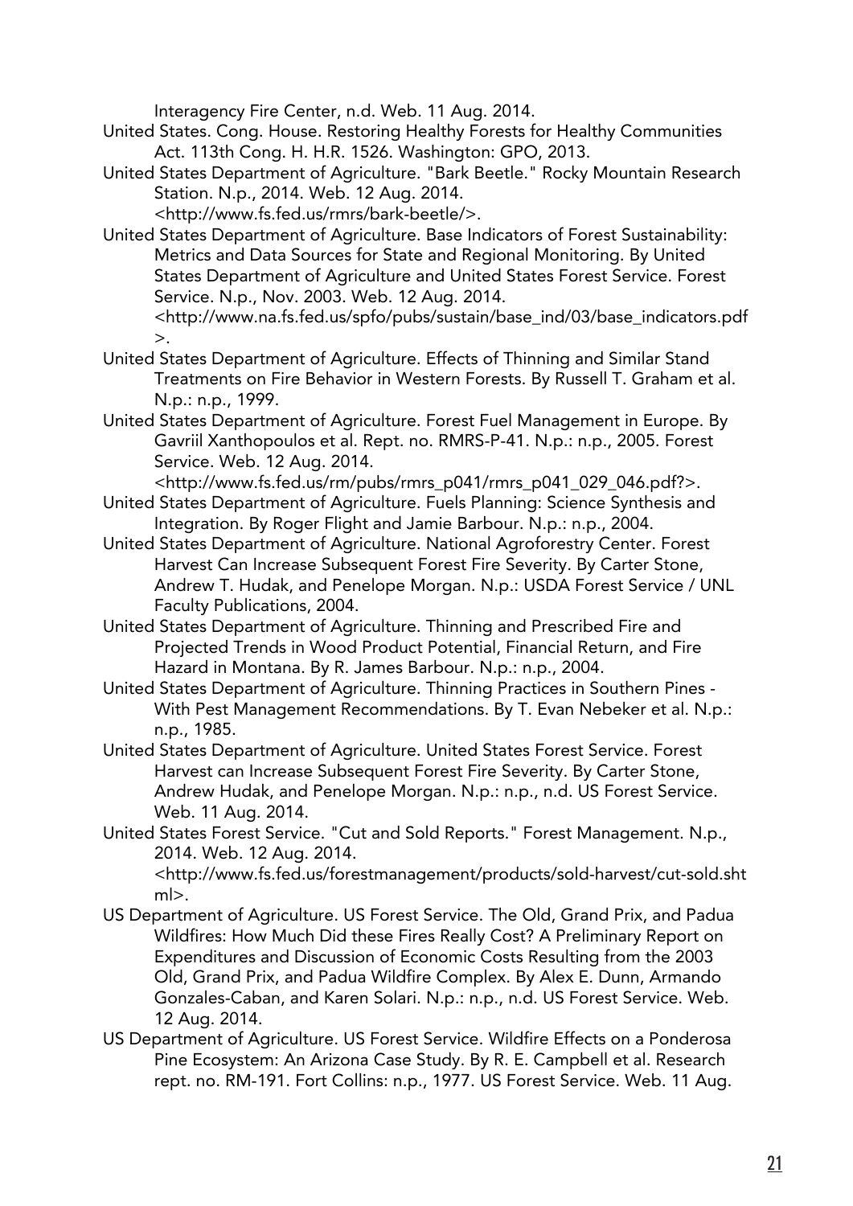Interagency Fire Center, n.d. Web. 11 Aug. 2014.

United States. Cong. House. Restoring Healthy Forests for Healthy Communities Act. 113th Cong. H. H.R. 1526. Washington: GPO, 2013.

United States Department of Agriculture. "Bark Beetle." Rocky Mountain Research Station. N.p., 2014. Web. 12 Aug. 2014. <http://www.fs.fed.us/rmrs/bark-beetle/>.

United States Department of Agriculture. Base Indicators of Forest Sustainability: Metrics and Data Sources for State and Regional Monitoring. By United States Department of Agriculture and United States Forest Service. Forest Service. N.p., Nov. 2003. Web. 12 Aug. 2014. <http://www.na.fs.fed.us/spfo/pubs/sustain/base_ind/03/base_indicators.pdf>.

United States Department of Agriculture. Effects of Thinning and Similar Stand Treatments on Fire Behavior in Western Forests. By Russell T. Graham et al. N.p.: n.p., 1999.

United States Department of Agriculture. Forest Fuel Management in Europe. By Gavriil Xanthopoulos et al. Rept. no. RMRS-P-41. N.p.: n.p., 2005. Forest Service. Web. 12 Aug. 2014. <http://www.fs.fed.us/rm/pubs/rmrs_p041/rmrs_p041_029_046.pdf?>.

United States Department of Agriculture. Fuels Planning: Science Synthesis and Integration. By Roger Flight and Jamie Barbour. N.p.: n.p., 2004.

United States Department of Agriculture. National Agroforestry Center. Forest Harvest Can Increase Subsequent Forest Fire Severity. By Carter Stone, Andrew T. Hudak, and Penelope Morgan. N.p.: USDA Forest Service / UNL Faculty Publications, 2004.

United States Department of Agriculture. Thinning and Prescribed Fire and Projected Trends in Wood Product Potential, Financial Return, and Fire Hazard in Montana. By R. James Barbour. N.p.: n.p., 2004.

United States Department of Agriculture. Thinning Practices in Southern Pines - With Pest Management Recommendations. By T. Evan Nebeker et al. N.p.: n.p., 1985.

United States Department of Agriculture. United States Forest Service. Forest Harvest can Increase Subsequent Forest Fire Severity. By Carter Stone, Andrew Hudak, and Penelope Morgan. N.p.: n.p., n.d. US Forest Service. Web. 11 Aug. 2014.

United States Forest Service. "Cut and Sold Reports." Forest Management. N.p., 2014. Web. 12 Aug. 2014. <http://www.fs.fed.us/forestmanagement/products/sold-harvest/cut-sold.shtml>.

US Department of Agriculture. US Forest Service. The Old, Grand Prix, and Padua Wildfires: How Much Did these Fires Really Cost? A Preliminary Report on Expenditures and Discussion of Economic Costs Resulting from the 2003 Old, Grand Prix, and Padua Wildfire Complex. By Alex E. Dunn, Armando Gonzales-Caban, and Karen Solari. N.p.: n.p., n.d. US Forest Service. Web. 12 Aug. 2014.

US Department of Agriculture. US Forest Service. Wildfire Effects on a Ponderosa Pine Ecosystem: An Arizona Case Study. By R. E. Campbell et al. Research rept. no. RM-191. Fort Collins: n.p., 1977. US Forest Service. Web. 11 Aug.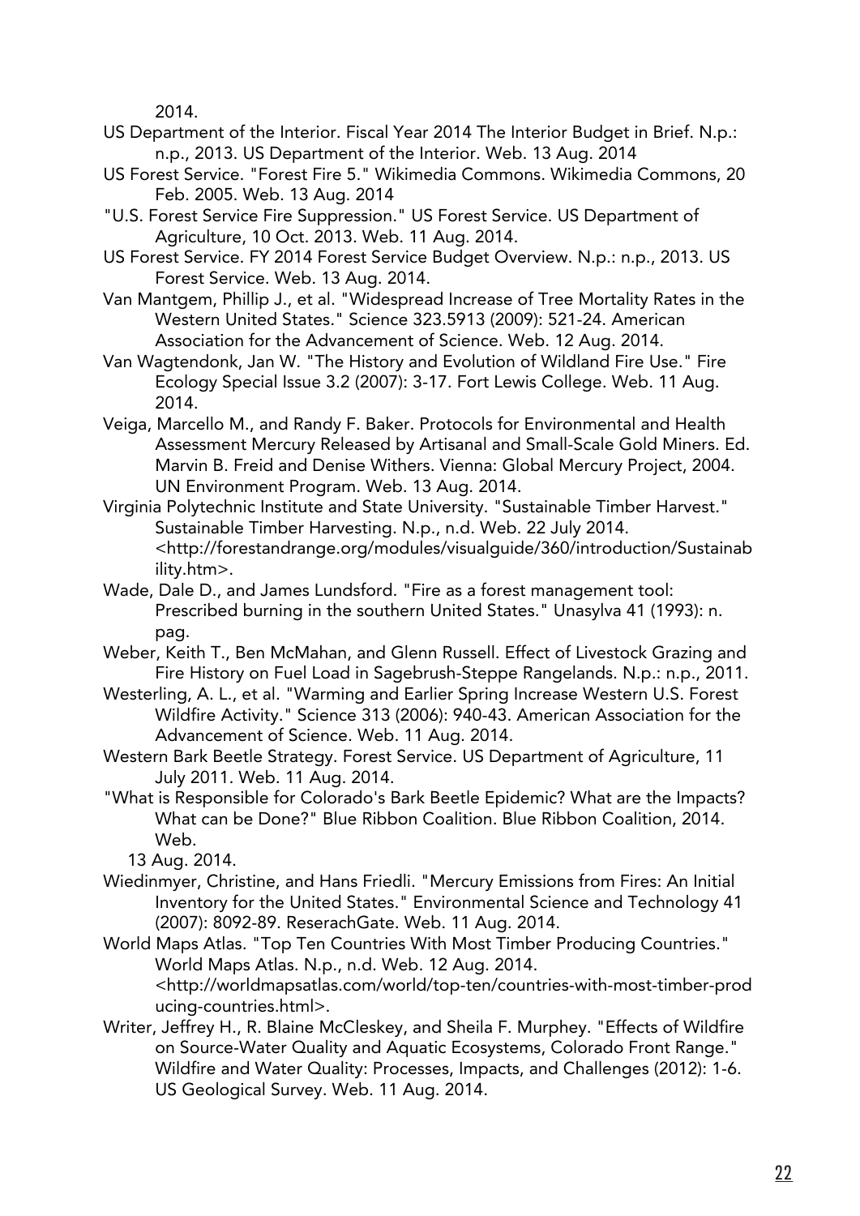2014.

US Department of the Interior. Fiscal Year 2014 The Interior Budget in Brief. N.p.: n.p., 2013. US Department of the Interior. Web. 13 Aug. 2014

US Forest Service. "Forest Fire 5." Wikimedia Commons. Wikimedia Commons, 20 Feb. 2005. Web. 13 Aug. 2014

"U.S. Forest Service Fire Suppression." US Forest Service. US Department of Agriculture, 10 Oct. 2013. Web. 11 Aug. 2014.

US Forest Service. FY 2014 Forest Service Budget Overview. N.p.: n.p., 2013. US Forest Service. Web. 13 Aug. 2014.

Van Mantgem, Phillip J., et al. "Widespread Increase of Tree Mortality Rates in the Western United States." Science 323.5913 (2009): 521-24. American Association for the Advancement of Science. Web. 12 Aug. 2014.

Van Wagtendonk, Jan W. "The History and Evolution of Wildland Fire Use." Fire Ecology Special Issue 3.2 (2007): 3-17. Fort Lewis College. Web. 11 Aug. 2014.

Veiga, Marcello M., and Randy F. Baker. Protocols for Environmental and Health Assessment Mercury Released by Artisanal and Small-Scale Gold Miners. Ed. Marvin B. Freid and Denise Withers. Vienna: Global Mercury Project, 2004. UN Environment Program. Web. 13 Aug. 2014.

Virginia Polytechnic Institute and State University. "Sustainable Timber Harvest." Sustainable Timber Harvesting. N.p., n.d. Web. 22 July 2014. <http://forestandrange.org/modules/visualguide/360/introduction/Sustainability.htm>.

Wade, Dale D., and James Lundsford. "Fire as a forest management tool: Prescribed burning in the southern United States." Unasylva 41 (1993): n. pag.

Weber, Keith T., Ben McMahan, and Glenn Russell. Effect of Livestock Grazing and Fire History on Fuel Load in Sagebrush-Steppe Rangelands. N.p.: n.p., 2011.

Westerling, A. L., et al. "Warming and Earlier Spring Increase Western U.S. Forest Wildfire Activity." Science 313 (2006): 940-43. American Association for the Advancement of Science. Web. 11 Aug. 2014.

Western Bark Beetle Strategy. Forest Service. US Department of Agriculture, 11 July 2011. Web. 11 Aug. 2014.

"What is Responsible for Colorado's Bark Beetle Epidemic? What are the Impacts? What can be Done?" Blue Ribbon Coalition. Blue Ribbon Coalition, 2014. Web. 13 Aug. 2014.

Wiedinmyer, Christine, and Hans Friedli. "Mercury Emissions from Fires: An Initial Inventory for the United States." Environmental Science and Technology 41 (2007): 8092-89. ReserachGate. Web. 11 Aug. 2014.

World Maps Atlas. "Top Ten Countries With Most Timber Producing Countries." World Maps Atlas. N.p., n.d. Web. 12 Aug. 2014. <http://worldmapsatlas.com/world/top-ten/countries-with-most-timber-producing-countries.html>.

Writer, Jeffrey H., R. Blaine McCleskey, and Sheila F. Murphey. "Effects of Wildfire on Source-Water Quality and Aquatic Ecosystems, Colorado Front Range." Wildfire and Water Quality: Processes, Impacts, and Challenges (2012): 1-6. US Geological Survey. Web. 11 Aug. 2014.